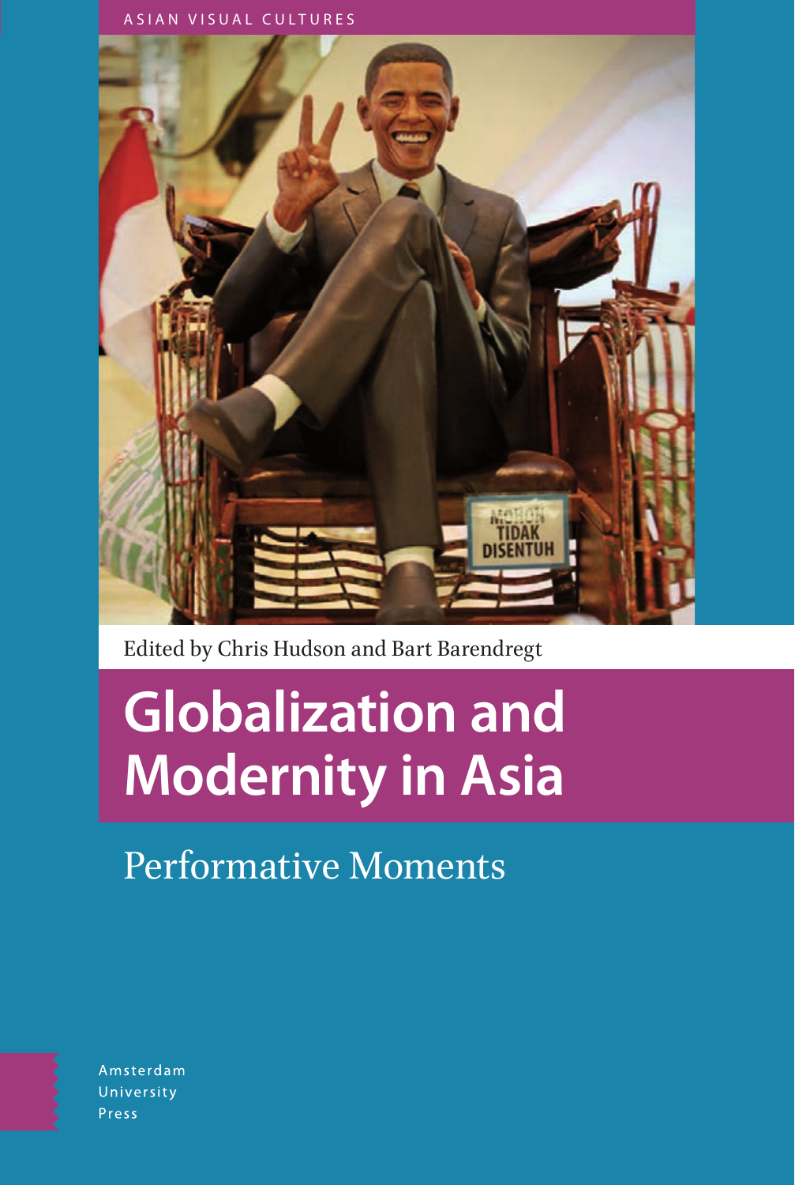ASIAN VISUAL CULTURES

Edited by Chris Hudson and Bart Barendregt

# Globalization and Modernity in Asia

## Performative Moments

Amsterdam
University
Press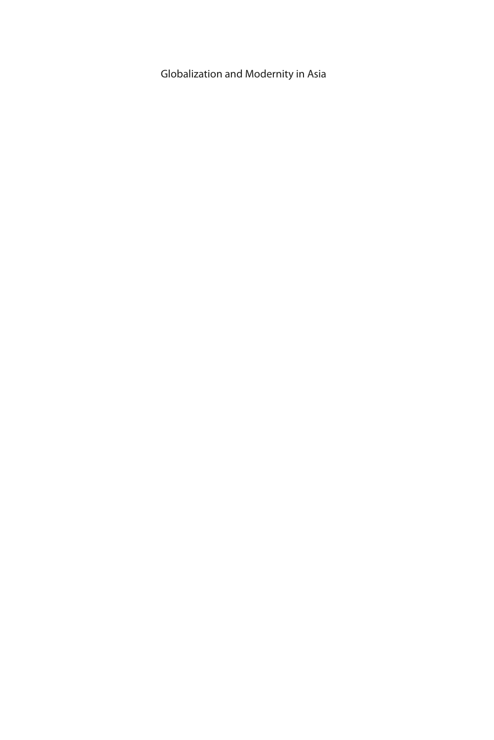Globalization and Modernity in Asia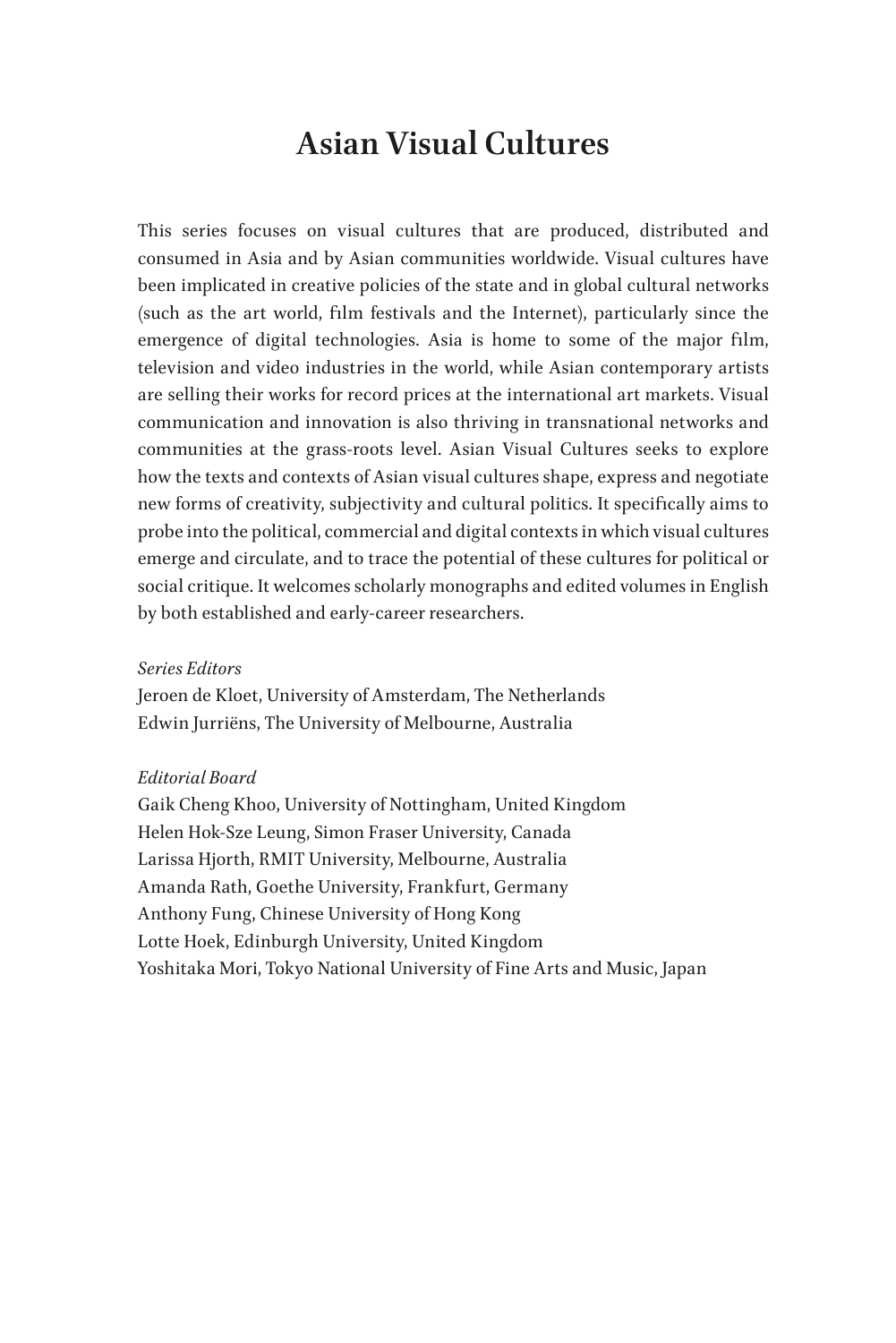# Asian Visual Cultures

This series focuses on visual cultures that are produced, distributed and consumed in Asia and by Asian communities worldwide. Visual cultures have been implicated in creative policies of the state and in global cultural networks (such as the art world, film festivals and the Internet), particularly since the emergence of digital technologies. Asia is home to some of the major film, television and video industries in the world, while Asian contemporary artists are selling their works for record prices at the international art markets. Visual communication and innovation is also thriving in transnational networks and communities at the grass-roots level. Asian Visual Cultures seeks to explore how the texts and contexts of Asian visual cultures shape, express and negotiate new forms of creativity, subjectivity and cultural politics. It specifically aims to probe into the political, commercial and digital contexts in which visual cultures emerge and circulate, and to trace the potential of these cultures for political or social critique. It welcomes scholarly monographs and edited volumes in English by both established and early-career researchers.

*Series Editors*
Jeroen de Kloet, University of Amsterdam, The Netherlands
Edwin Jurriëns, The University of Melbourne, Australia

*Editorial Board*
Gaik Cheng Khoo, University of Nottingham, United Kingdom
Helen Hok-Sze Leung, Simon Fraser University, Canada
Larissa Hjorth, RMIT University, Melbourne, Australia
Amanda Rath, Goethe University, Frankfurt, Germany
Anthony Fung, Chinese University of Hong Kong
Lotte Hoek, Edinburgh University, United Kingdom
Yoshitaka Mori, Tokyo National University of Fine Arts and Music, Japan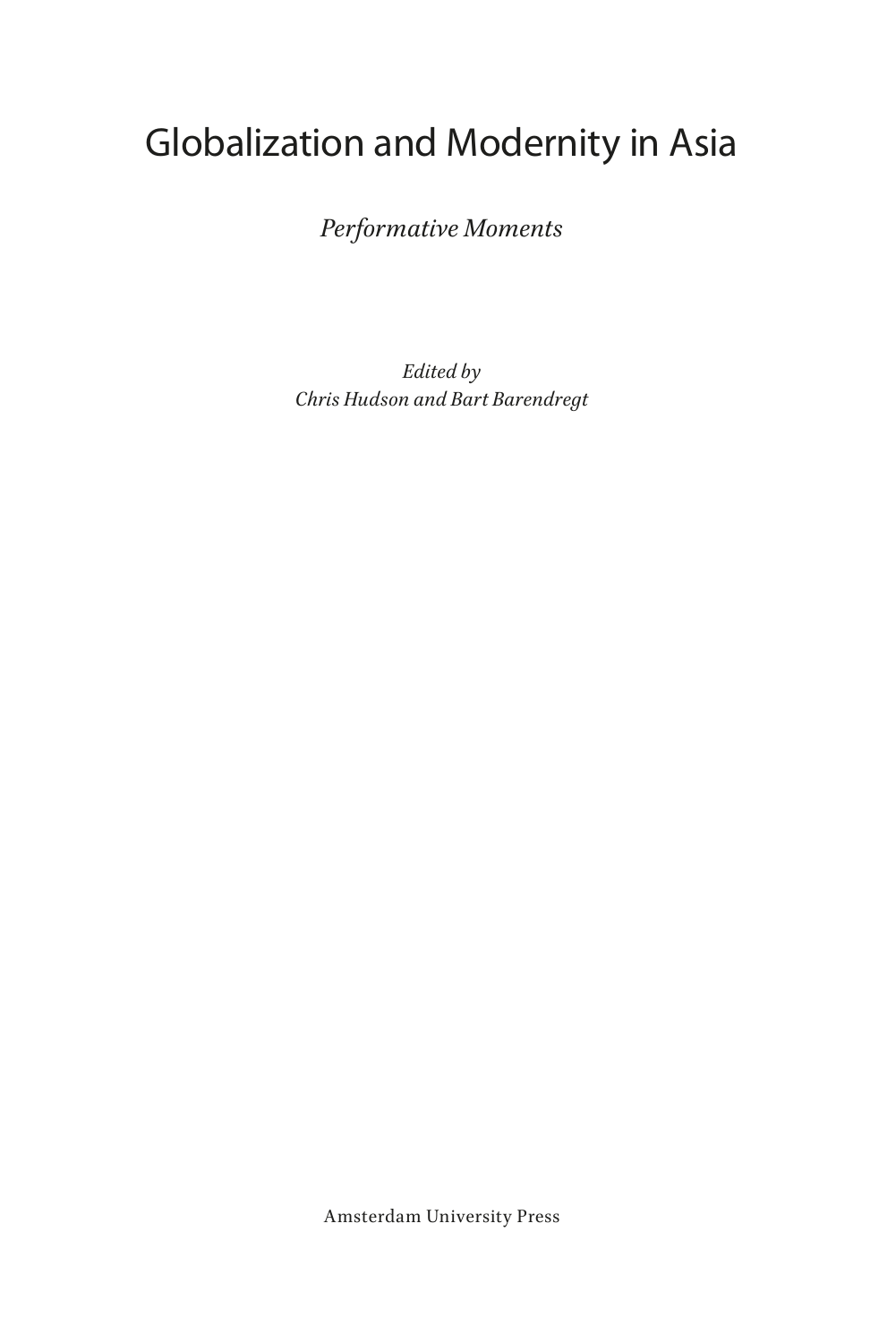# Globalization and Modernity in Asia

*Performative Moments*

*Edited by*
*Chris Hudson and Bart Barendregt*

Amsterdam University Press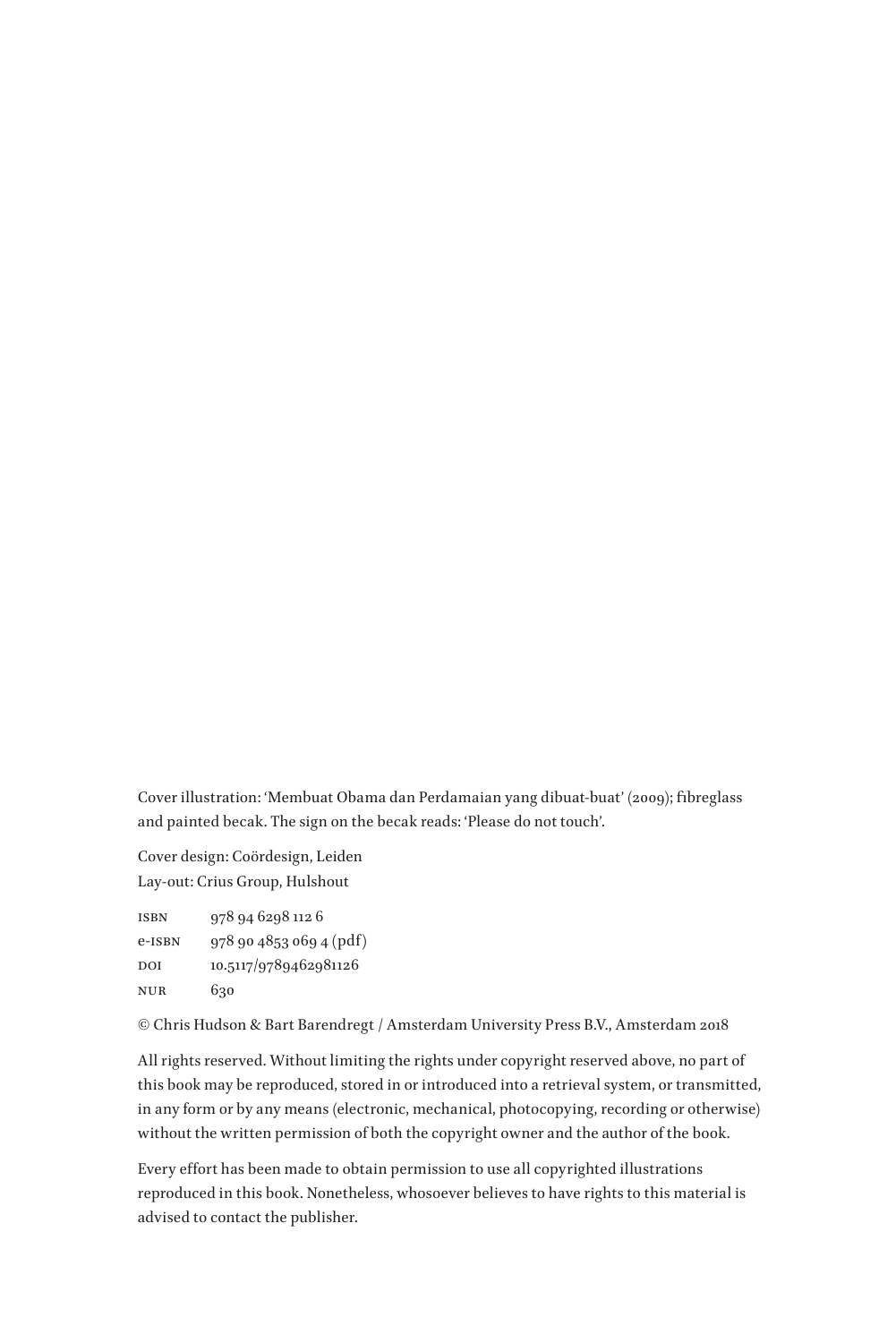Cover illustration: 'Membuat Obama dan Perdamaian yang dibuat-buat' (2009); fibreglass and painted becak. The sign on the becak reads: 'Please do not touch'.

Cover design: Coördesign, Leiden
Lay-out: Crius Group, Hulshout

| | |
|---|---|
| ISBN | 978 94 6298 112 6 |
| e-ISBN | 978 90 4853 069 4 (pdf) |
| DOI | 10.5117/9789462981126 |
| NUR | 630 |

© Chris Hudson & Bart Barendregt / Amsterdam University Press B.V., Amsterdam 2018

All rights reserved. Without limiting the rights under copyright reserved above, no part of this book may be reproduced, stored in or introduced into a retrieval system, or transmitted, in any form or by any means (electronic, mechanical, photocopying, recording or otherwise) without the written permission of both the copyright owner and the author of the book.

Every effort has been made to obtain permission to use all copyrighted illustrations reproduced in this book. Nonetheless, whosoever believes to have rights to this material is advised to contact the publisher.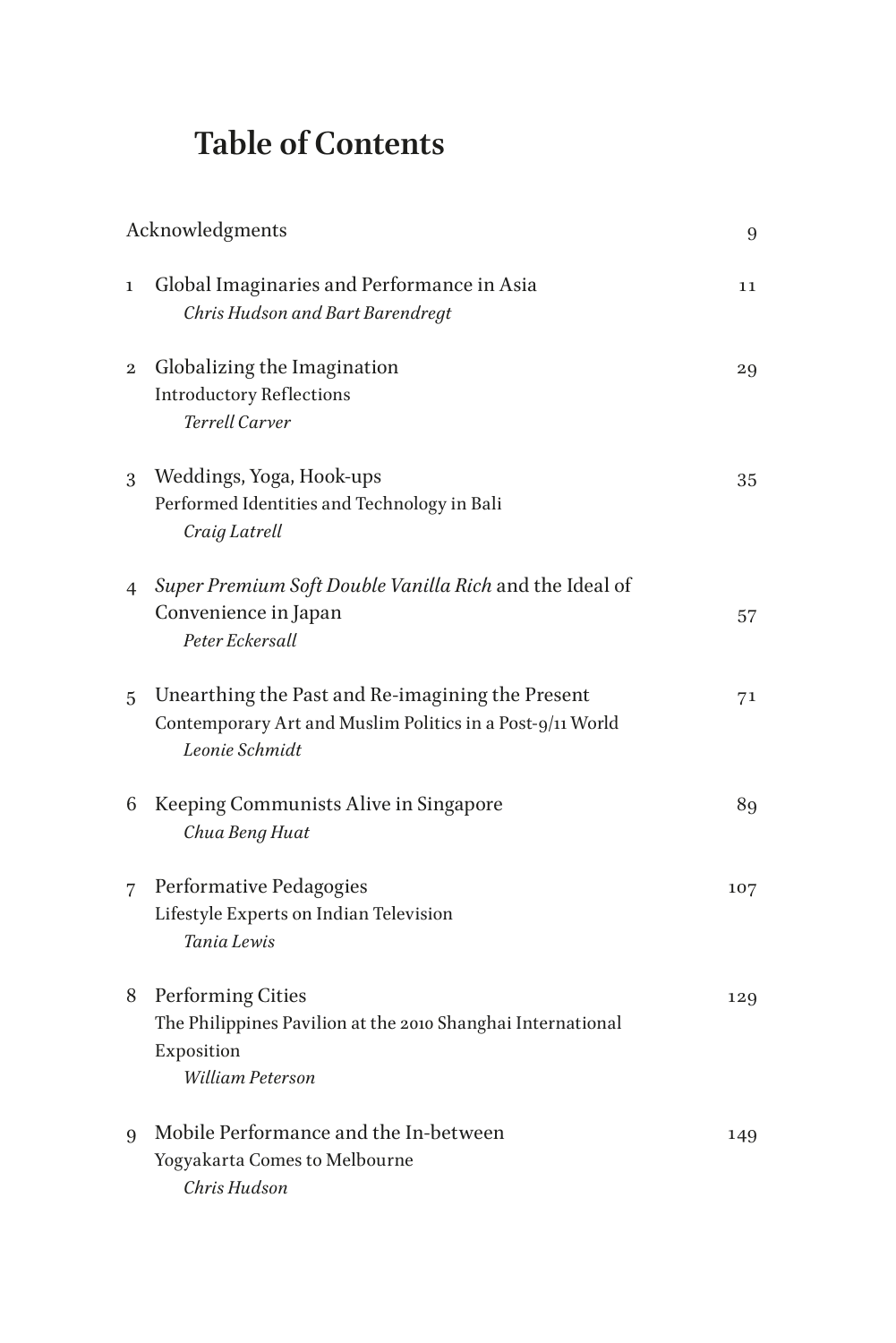# Table of Contents

Acknowledgments 9

1 Global Imaginaries and Performance in Asia 11
*Chris Hudson and Bart Barendregt*

2 Globalizing the Imagination 29
Introductory Reflections
*Terrell Carver*

3 Weddings, Yoga, Hook-ups 35
Performed Identities and Technology in Bali
*Craig Latrell*

4 *Super Premium Soft Double Vanilla Rich* and the Ideal of Convenience in Japan 57
*Peter Eckersall*

5 Unearthing the Past and Re-imagining the Present 71
Contemporary Art and Muslim Politics in a Post-9/11 World
*Leonie Schmidt*

6 Keeping Communists Alive in Singapore 89
*Chua Beng Huat*

7 Performative Pedagogies 107
Lifestyle Experts on Indian Television
*Tania Lewis*

8 Performing Cities 129
The Philippines Pavilion at the 2010 Shanghai International Exposition
*William Peterson*

9 Mobile Performance and the In-between 149
Yogyakarta Comes to Melbourne
*Chris Hudson*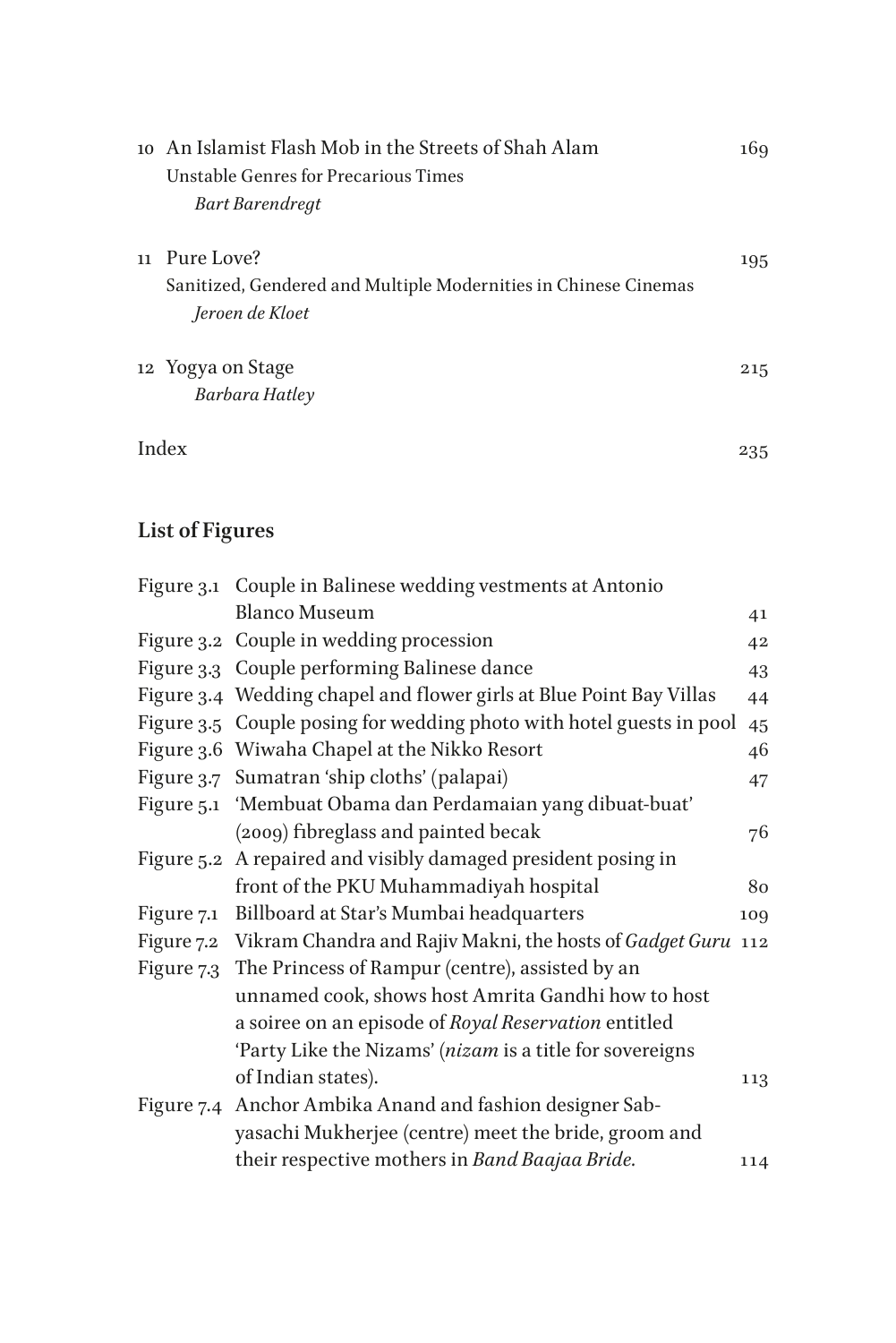10 An Islamist Flash Mob in the Streets of Shah Alam — 169
Unstable Genres for Precarious Times
*Bart Barendregt*

11 Pure Love? — 195
Sanitized, Gendered and Multiple Modernities in Chinese Cinemas
*Jeroen de Kloet*

12 Yogya on Stage — 215
*Barbara Hatley*

Index — 235

## List of Figures

| | | |
|---|---|---|
| Figure 3.1 | Couple in Balinese wedding vestments at Antonio Blanco Museum | 41 |
| Figure 3.2 | Couple in wedding procession | 42 |
| Figure 3.3 | Couple performing Balinese dance | 43 |
| Figure 3.4 | Wedding chapel and flower girls at Blue Point Bay Villas | 44 |
| Figure 3.5 | Couple posing for wedding photo with hotel guests in pool | 45 |
| Figure 3.6 | Wiwaha Chapel at the Nikko Resort | 46 |
| Figure 3.7 | Sumatran 'ship cloths' (palapai) | 47 |
| Figure 5.1 | 'Membuat Obama dan Perdamaian yang dibuat-buat' (2009) fibreglass and painted becak | 76 |
| Figure 5.2 | A repaired and visibly damaged president posing in front of the PKU Muhammadiyah hospital | 80 |
| Figure 7.1 | Billboard at Star's Mumbai headquarters | 109 |
| Figure 7.2 | Vikram Chandra and Rajiv Makni, the hosts of *Gadget Guru* | 112 |
| Figure 7.3 | The Princess of Rampur (centre), assisted by an unnamed cook, shows host Amrita Gandhi how to host a soiree on an episode of *Royal Reservation* entitled 'Party Like the Nizams' (*nizam* is a title for sovereigns of Indian states). | 113 |
| Figure 7.4 | Anchor Ambika Anand and fashion designer Sabyasachi Mukherjee (centre) meet the bride, groom and their respective mothers in *Band Baajaa Bride*. | 114 |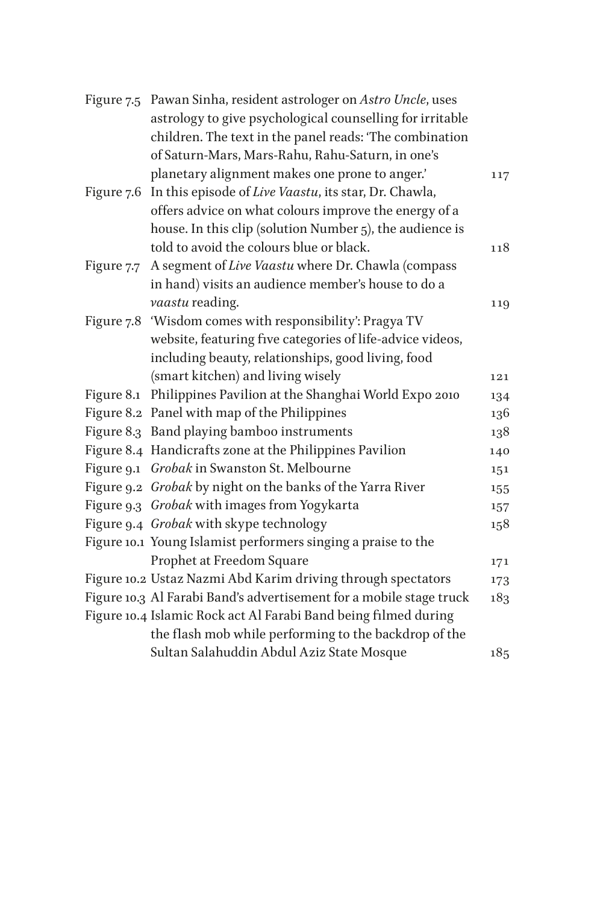| | | |
|---|---|---|
| Figure 7.5 | Pawan Sinha, resident astrologer on *Astro Uncle*, uses astrology to give psychological counselling for irritable children. The text in the panel reads: 'The combination of Saturn-Mars, Mars-Rahu, Rahu-Saturn, in one's planetary alignment makes one prone to anger.' | 117 |
| Figure 7.6 | In this episode of *Live Vaastu*, its star, Dr. Chawla, offers advice on what colours improve the energy of a house. In this clip (solution Number 5), the audience is told to avoid the colours blue or black. | 118 |
| Figure 7.7 | A segment of *Live Vaastu* where Dr. Chawla (compass in hand) visits an audience member's house to do a *vaastu* reading. | 119 |
| Figure 7.8 | 'Wisdom comes with responsibility': Pragya TV website, featuring five categories of life-advice videos, including beauty, relationships, good living, food (smart kitchen) and living wisely | 121 |
| Figure 8.1 | Philippines Pavilion at the Shanghai World Expo 2010 | 134 |
| Figure 8.2 | Panel with map of the Philippines | 136 |
| Figure 8.3 | Band playing bamboo instruments | 138 |
| Figure 8.4 | Handicrafts zone at the Philippines Pavilion | 140 |
| Figure 9.1 | *Grobak* in Swanston St. Melbourne | 151 |
| Figure 9.2 | *Grobak* by night on the banks of the Yarra River | 155 |
| Figure 9.3 | *Grobak* with images from Yogykarta | 157 |
| Figure 9.4 | *Grobak* with skype technology | 158 |
| Figure 10.1 | Young Islamist performers singing a praise to the Prophet at Freedom Square | 171 |
| Figure 10.2 | Ustaz Nazmi Abd Karim driving through spectators | 173 |
| Figure 10.3 | Al Farabi Band's advertisement for a mobile stage truck | 183 |
| Figure 10.4 | Islamic Rock act Al Farabi Band being filmed during the flash mob while performing to the backdrop of the Sultan Salahuddin Abdul Aziz State Mosque | 185 |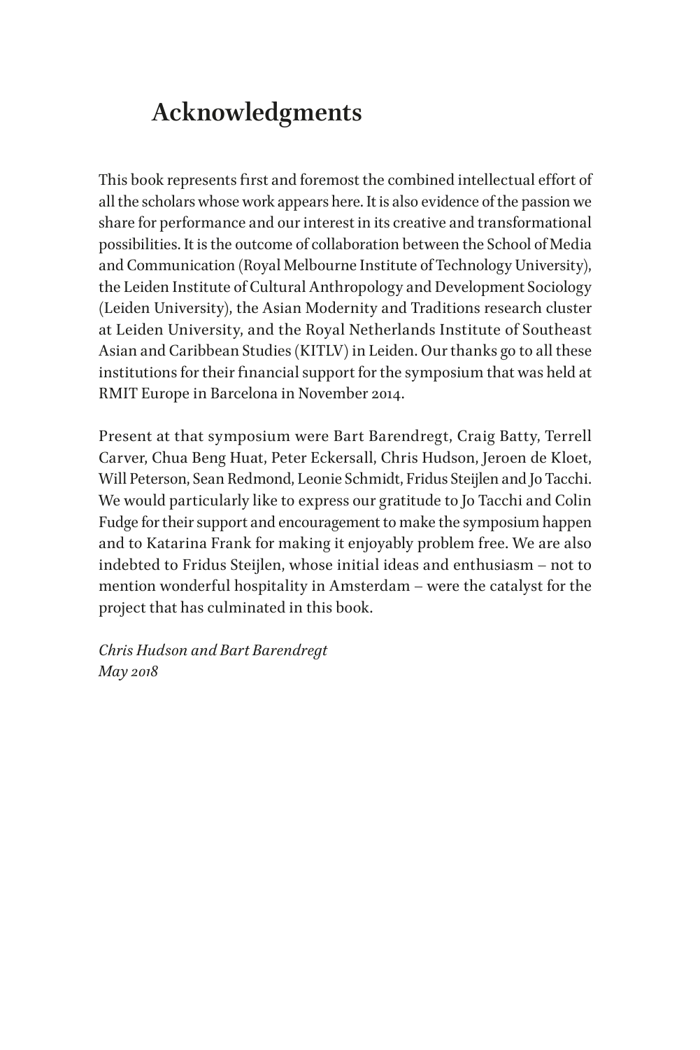# Acknowledgments

This book represents first and foremost the combined intellectual effort of all the scholars whose work appears here. It is also evidence of the passion we share for performance and our interest in its creative and transformational possibilities. It is the outcome of collaboration between the School of Media and Communication (Royal Melbourne Institute of Technology University), the Leiden Institute of Cultural Anthropology and Development Sociology (Leiden University), the Asian Modernity and Traditions research cluster at Leiden University, and the Royal Netherlands Institute of Southeast Asian and Caribbean Studies (KITLV) in Leiden. Our thanks go to all these institutions for their financial support for the symposium that was held at RMIT Europe in Barcelona in November 2014.

Present at that symposium were Bart Barendregt, Craig Batty, Terrell Carver, Chua Beng Huat, Peter Eckersall, Chris Hudson, Jeroen de Kloet, Will Peterson, Sean Redmond, Leonie Schmidt, Fridus Steijlen and Jo Tacchi. We would particularly like to express our gratitude to Jo Tacchi and Colin Fudge for their support and encouragement to make the symposium happen and to Katarina Frank for making it enjoyably problem free. We are also indebted to Fridus Steijlen, whose initial ideas and enthusiasm – not to mention wonderful hospitality in Amsterdam – were the catalyst for the project that has culminated in this book.

*Chris Hudson and Bart Barendregt*
*May 2018*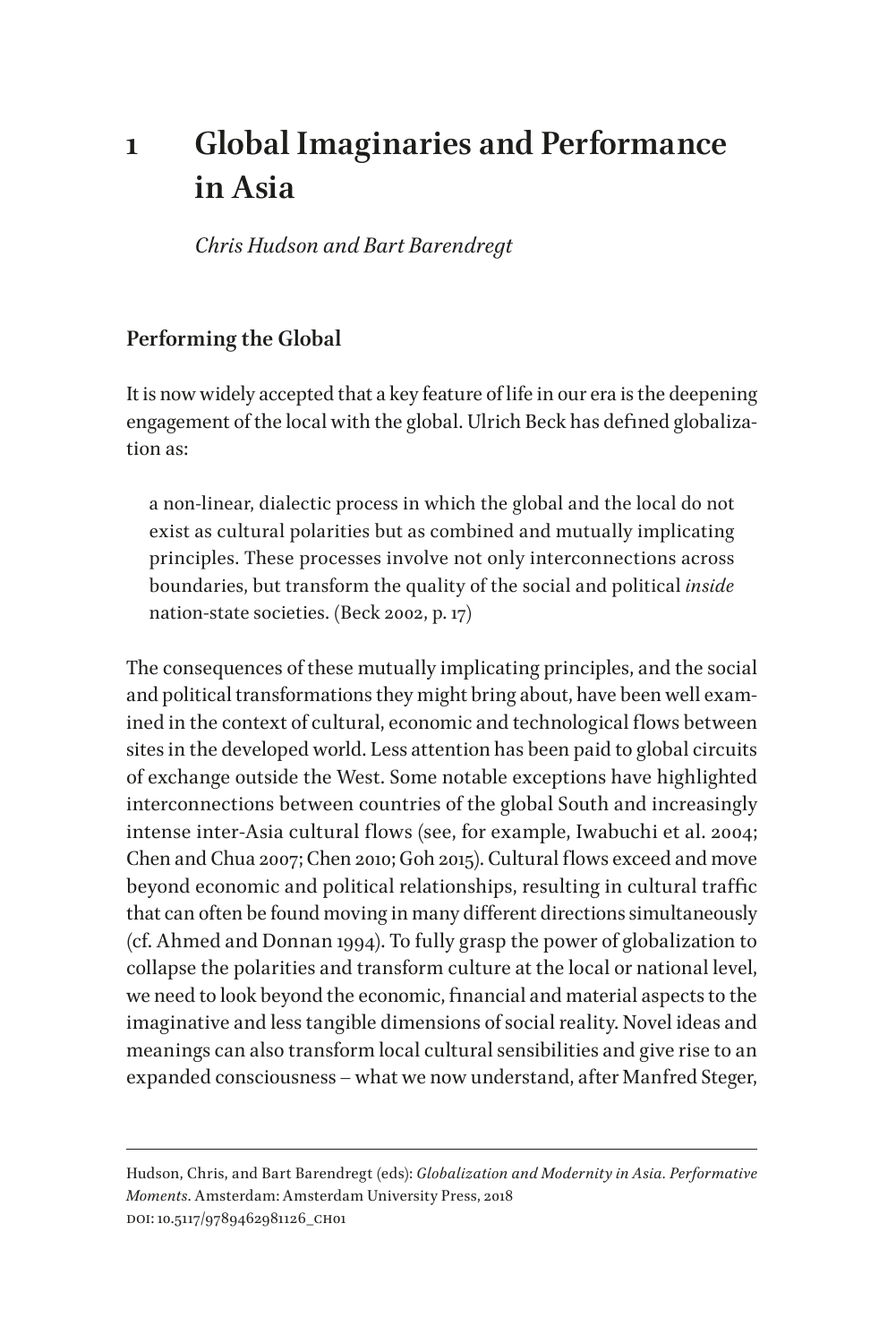# 1 Global Imaginaries and Performance in Asia

*Chris Hudson and Bart Barendregt*

## Performing the Global

It is now widely accepted that a key feature of life in our era is the deepening engagement of the local with the global. Ulrich Beck has defined globalization as:

> a non-linear, dialectic process in which the global and the local do not exist as cultural polarities but as combined and mutually implicating principles. These processes involve not only interconnections across boundaries, but transform the quality of the social and political *inside* nation-state societies. (Beck 2002, p. 17)

The consequences of these mutually implicating principles, and the social and political transformations they might bring about, have been well examined in the context of cultural, economic and technological flows between sites in the developed world. Less attention has been paid to global circuits of exchange outside the West. Some notable exceptions have highlighted interconnections between countries of the global South and increasingly intense inter-Asia cultural flows (see, for example, Iwabuchi et al. 2004; Chen and Chua 2007; Chen 2010; Goh 2015). Cultural flows exceed and move beyond economic and political relationships, resulting in cultural traffic that can often be found moving in many different directions simultaneously (cf. Ahmed and Donnan 1994). To fully grasp the power of globalization to collapse the polarities and transform culture at the local or national level, we need to look beyond the economic, financial and material aspects to the imaginative and less tangible dimensions of social reality. Novel ideas and meanings can also transform local cultural sensibilities and give rise to an expanded consciousness – what we now understand, after Manfred Steger,

Hudson, Chris, and Bart Barendregt (eds): *Globalization and Modernity in Asia. Performative Moments*. Amsterdam: Amsterdam University Press, 2018
DOI: 10.5117/9789462981126_CH01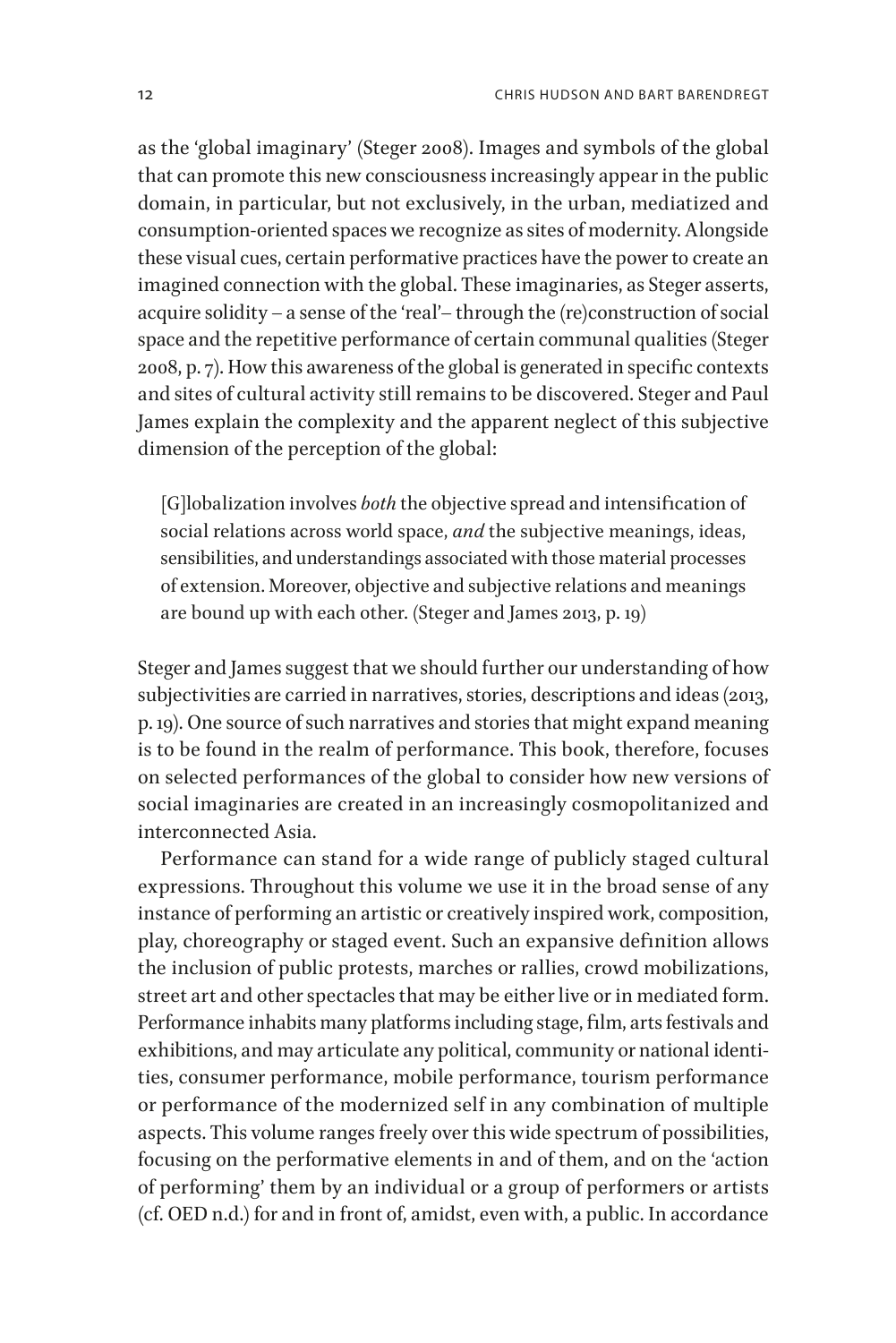as the 'global imaginary' (Steger 2008). Images and symbols of the global that can promote this new consciousness increasingly appear in the public domain, in particular, but not exclusively, in the urban, mediatized and consumption-oriented spaces we recognize as sites of modernity. Alongside these visual cues, certain performative practices have the power to create an imagined connection with the global. These imaginaries, as Steger asserts, acquire solidity – a sense of the 'real'– through the (re)construction of social space and the repetitive performance of certain communal qualities (Steger 2008, p. 7). How this awareness of the global is generated in specific contexts and sites of cultural activity still remains to be discovered. Steger and Paul James explain the complexity and the apparent neglect of this subjective dimension of the perception of the global:

> [G]lobalization involves *both* the objective spread and intensification of social relations across world space, *and* the subjective meanings, ideas, sensibilities, and understandings associated with those material processes of extension. Moreover, objective and subjective relations and meanings are bound up with each other. (Steger and James 2013, p. 19)

Steger and James suggest that we should further our understanding of how subjectivities are carried in narratives, stories, descriptions and ideas (2013, p. 19). One source of such narratives and stories that might expand meaning is to be found in the realm of performance. This book, therefore, focuses on selected performances of the global to consider how new versions of social imaginaries are created in an increasingly cosmopolitanized and interconnected Asia.

Performance can stand for a wide range of publicly staged cultural expressions. Throughout this volume we use it in the broad sense of any instance of performing an artistic or creatively inspired work, composition, play, choreography or staged event. Such an expansive definition allows the inclusion of public protests, marches or rallies, crowd mobilizations, street art and other spectacles that may be either live or in mediated form. Performance inhabits many platforms including stage, film, arts festivals and exhibitions, and may articulate any political, community or national identities, consumer performance, mobile performance, tourism performance or performance of the modernized self in any combination of multiple aspects. This volume ranges freely over this wide spectrum of possibilities, focusing on the performative elements in and of them, and on the 'action of performing' them by an individual or a group of performers or artists (cf. OED n.d.) for and in front of, amidst, even with, a public. In accordance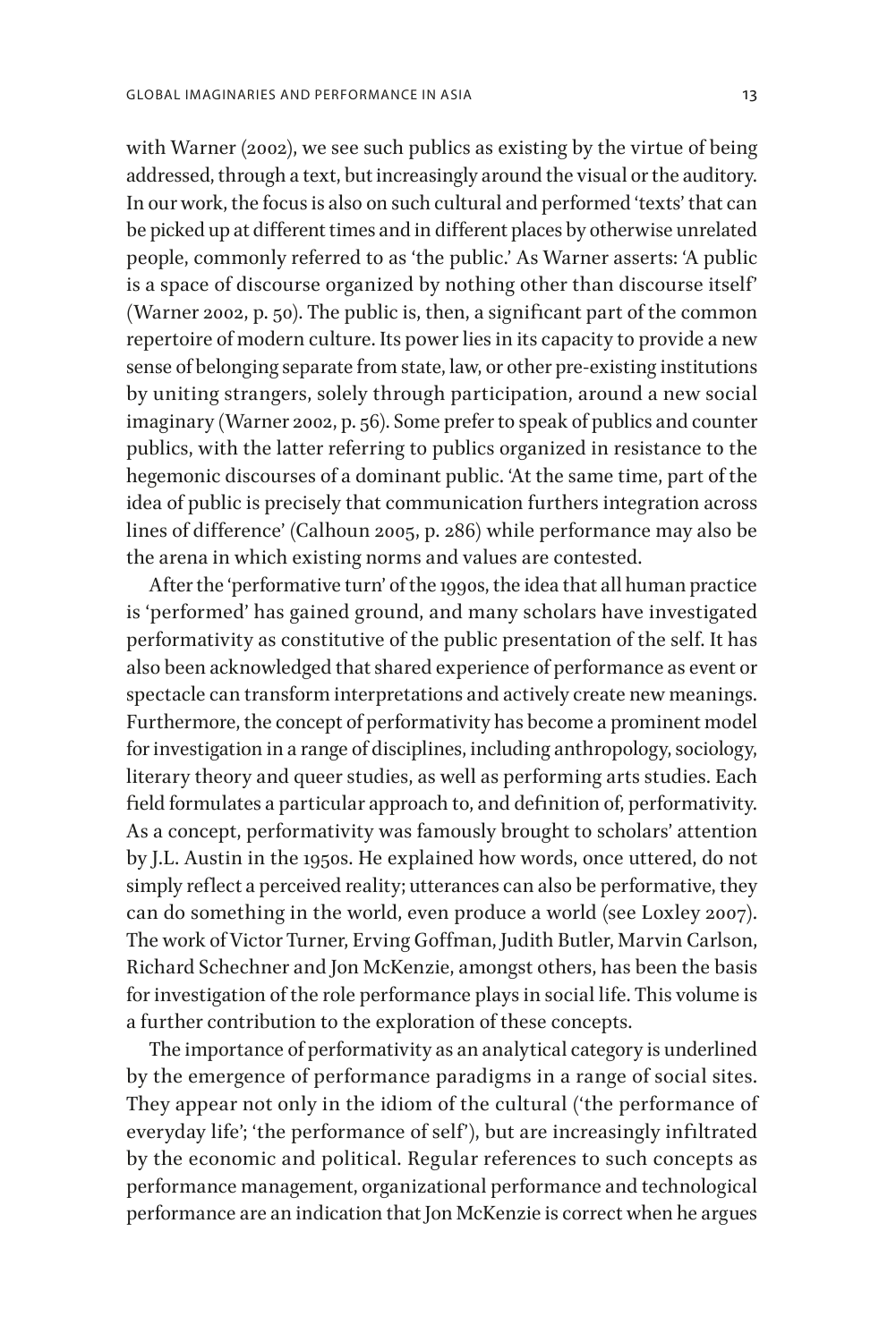with Warner (2002), we see such publics as existing by the virtue of being addressed, through a text, but increasingly around the visual or the auditory. In our work, the focus is also on such cultural and performed 'texts' that can be picked up at different times and in different places by otherwise unrelated people, commonly referred to as 'the public.' As Warner asserts: 'A public is a space of discourse organized by nothing other than discourse itself' (Warner 2002, p. 50). The public is, then, a significant part of the common repertoire of modern culture. Its power lies in its capacity to provide a new sense of belonging separate from state, law, or other pre-existing institutions by uniting strangers, solely through participation, around a new social imaginary (Warner 2002, p. 56). Some prefer to speak of publics and counter publics, with the latter referring to publics organized in resistance to the hegemonic discourses of a dominant public. 'At the same time, part of the idea of public is precisely that communication furthers integration across lines of difference' (Calhoun 2005, p. 286) while performance may also be the arena in which existing norms and values are contested.

After the 'performative turn' of the 1990s, the idea that all human practice is 'performed' has gained ground, and many scholars have investigated performativity as constitutive of the public presentation of the self. It has also been acknowledged that shared experience of performance as event or spectacle can transform interpretations and actively create new meanings. Furthermore, the concept of performativity has become a prominent model for investigation in a range of disciplines, including anthropology, sociology, literary theory and queer studies, as well as performing arts studies. Each field formulates a particular approach to, and definition of, performativity. As a concept, performativity was famously brought to scholars' attention by J.L. Austin in the 1950s. He explained how words, once uttered, do not simply reflect a perceived reality; utterances can also be performative, they can do something in the world, even produce a world (see Loxley 2007). The work of Victor Turner, Erving Goffman, Judith Butler, Marvin Carlson, Richard Schechner and Jon McKenzie, amongst others, has been the basis for investigation of the role performance plays in social life. This volume is a further contribution to the exploration of these concepts.

The importance of performativity as an analytical category is underlined by the emergence of performance paradigms in a range of social sites. They appear not only in the idiom of the cultural ('the performance of everyday life'; 'the performance of self'), but are increasingly infiltrated by the economic and political. Regular references to such concepts as performance management, organizational performance and technological performance are an indication that Jon McKenzie is correct when he argues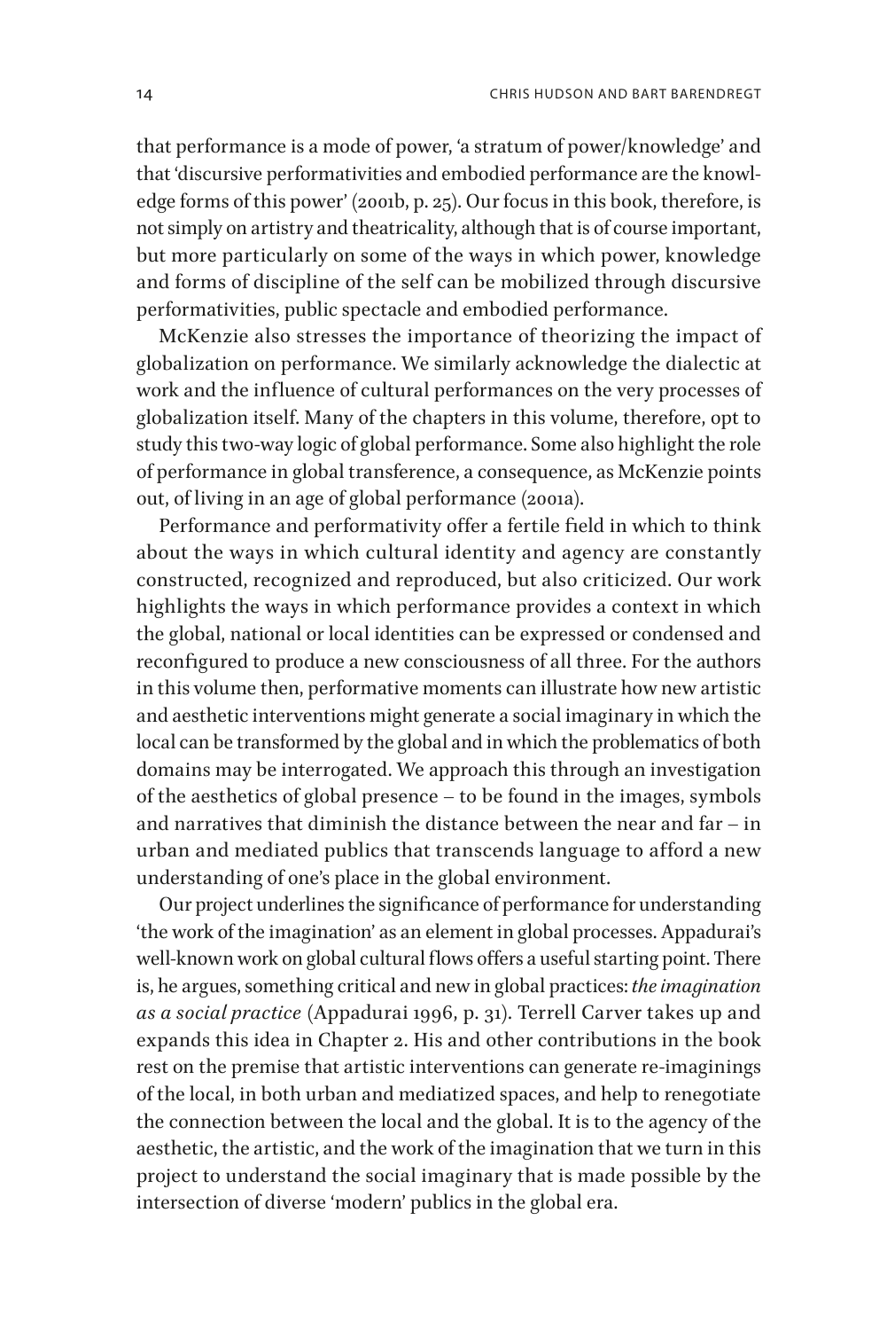that performance is a mode of power, 'a stratum of power/knowledge' and that 'discursive performativities and embodied performance are the knowledge forms of this power' (2001b, p. 25). Our focus in this book, therefore, is not simply on artistry and theatricality, although that is of course important, but more particularly on some of the ways in which power, knowledge and forms of discipline of the self can be mobilized through discursive performativities, public spectacle and embodied performance.

McKenzie also stresses the importance of theorizing the impact of globalization on performance. We similarly acknowledge the dialectic at work and the influence of cultural performances on the very processes of globalization itself. Many of the chapters in this volume, therefore, opt to study this two-way logic of global performance. Some also highlight the role of performance in global transference, a consequence, as McKenzie points out, of living in an age of global performance (2001a).

Performance and performativity offer a fertile field in which to think about the ways in which cultural identity and agency are constantly constructed, recognized and reproduced, but also criticized. Our work highlights the ways in which performance provides a context in which the global, national or local identities can be expressed or condensed and reconfigured to produce a new consciousness of all three. For the authors in this volume then, performative moments can illustrate how new artistic and aesthetic interventions might generate a social imaginary in which the local can be transformed by the global and in which the problematics of both domains may be interrogated. We approach this through an investigation of the aesthetics of global presence – to be found in the images, symbols and narratives that diminish the distance between the near and far – in urban and mediated publics that transcends language to afford a new understanding of one's place in the global environment.

Our project underlines the significance of performance for understanding 'the work of the imagination' as an element in global processes. Appadurai's well-known work on global cultural flows offers a useful starting point. There is, he argues, something critical and new in global practices: *the imagination as a social practice* (Appadurai 1996, p. 31). Terrell Carver takes up and expands this idea in Chapter 2. His and other contributions in the book rest on the premise that artistic interventions can generate re-imaginings of the local, in both urban and mediatized spaces, and help to renegotiate the connection between the local and the global. It is to the agency of the aesthetic, the artistic, and the work of the imagination that we turn in this project to understand the social imaginary that is made possible by the intersection of diverse 'modern' publics in the global era.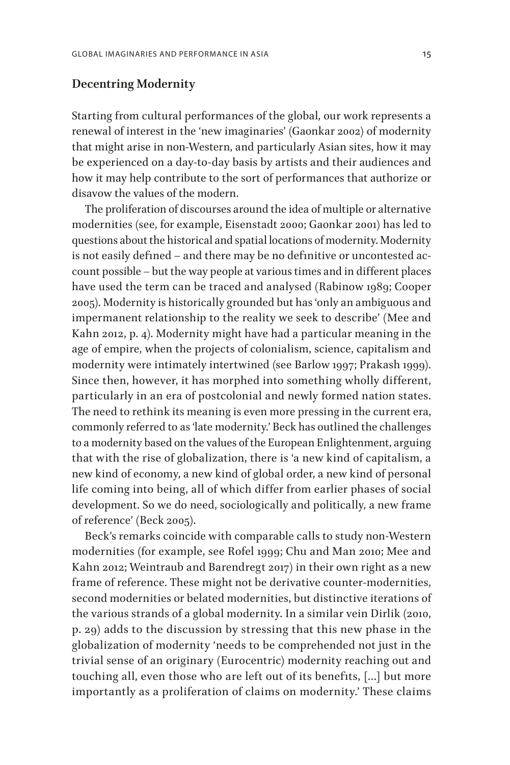## Decentring Modernity

Starting from cultural performances of the global, our work represents a renewal of interest in the 'new imaginaries' (Gaonkar 2002) of modernity that might arise in non-Western, and particularly Asian sites, how it may be experienced on a day-to-day basis by artists and their audiences and how it may help contribute to the sort of performances that authorize or disavow the values of the modern.

The proliferation of discourses around the idea of multiple or alternative modernities (see, for example, Eisenstadt 2000; Gaonkar 2001) has led to questions about the historical and spatial locations of modernity. Modernity is not easily defined – and there may be no definitive or uncontested account possible – but the way people at various times and in different places have used the term can be traced and analysed (Rabinow 1989; Cooper 2005). Modernity is historically grounded but has 'only an ambiguous and impermanent relationship to the reality we seek to describe' (Mee and Kahn 2012, p. 4). Modernity might have had a particular meaning in the age of empire, when the projects of colonialism, science, capitalism and modernity were intimately intertwined (see Barlow 1997; Prakash 1999). Since then, however, it has morphed into something wholly different, particularly in an era of postcolonial and newly formed nation states. The need to rethink its meaning is even more pressing in the current era, commonly referred to as 'late modernity.' Beck has outlined the challenges to a modernity based on the values of the European Enlightenment, arguing that with the rise of globalization, there is 'a new kind of capitalism, a new kind of economy, a new kind of global order, a new kind of personal life coming into being, all of which differ from earlier phases of social development. So we do need, sociologically and politically, a new frame of reference' (Beck 2005).

Beck's remarks coincide with comparable calls to study non-Western modernities (for example, see Rofel 1999; Chu and Man 2010; Mee and Kahn 2012; Weintraub and Barendregt 2017) in their own right as a new frame of reference. These might not be derivative counter-modernities, second modernities or belated modernities, but distinctive iterations of the various strands of a global modernity. In a similar vein Dirlik (2010, p. 29) adds to the discussion by stressing that this new phase in the globalization of modernity 'needs to be comprehended not just in the trivial sense of an originary (Eurocentric) modernity reaching out and touching all, even those who are left out of its benefits, […] but more importantly as a proliferation of claims on modernity.' These claims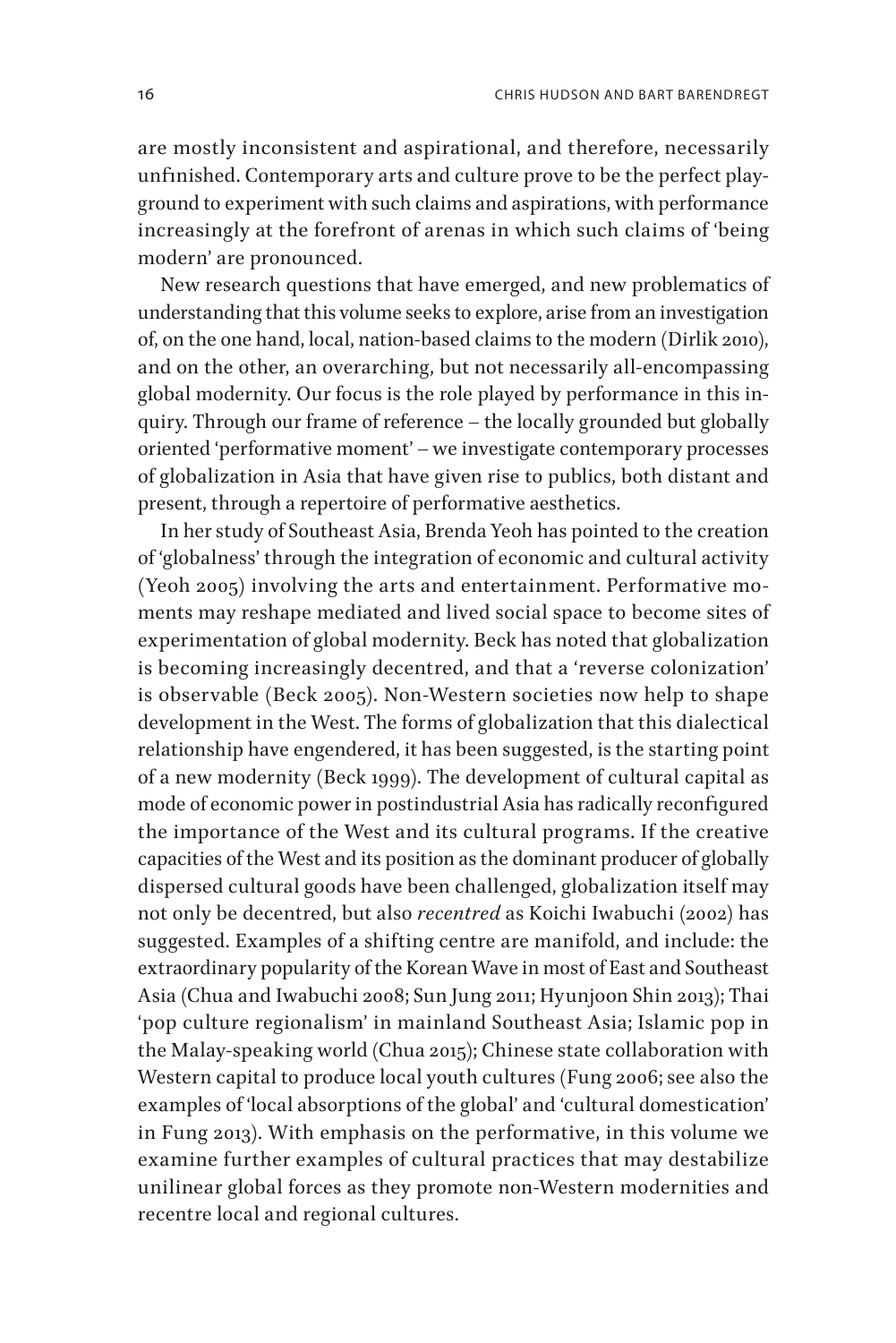are mostly inconsistent and aspirational, and therefore, necessarily unfinished. Contemporary arts and culture prove to be the perfect playground to experiment with such claims and aspirations, with performance increasingly at the forefront of arenas in which such claims of 'being modern' are pronounced.

New research questions that have emerged, and new problematics of understanding that this volume seeks to explore, arise from an investigation of, on the one hand, local, nation-based claims to the modern (Dirlik 2010), and on the other, an overarching, but not necessarily all-encompassing global modernity. Our focus is the role played by performance in this inquiry. Through our frame of reference – the locally grounded but globally oriented 'performative moment' – we investigate contemporary processes of globalization in Asia that have given rise to publics, both distant and present, through a repertoire of performative aesthetics.

In her study of Southeast Asia, Brenda Yeoh has pointed to the creation of 'globalness' through the integration of economic and cultural activity (Yeoh 2005) involving the arts and entertainment. Performative moments may reshape mediated and lived social space to become sites of experimentation of global modernity. Beck has noted that globalization is becoming increasingly decentred, and that a 'reverse colonization' is observable (Beck 2005). Non-Western societies now help to shape development in the West. The forms of globalization that this dialectical relationship have engendered, it has been suggested, is the starting point of a new modernity (Beck 1999). The development of cultural capital as mode of economic power in postindustrial Asia has radically reconfigured the importance of the West and its cultural programs. If the creative capacities of the West and its position as the dominant producer of globally dispersed cultural goods have been challenged, globalization itself may not only be decentred, but also *recentred* as Koichi Iwabuchi (2002) has suggested. Examples of a shifting centre are manifold, and include: the extraordinary popularity of the Korean Wave in most of East and Southeast Asia (Chua and Iwabuchi 2008; Sun Jung 2011; Hyunjoon Shin 2013); Thai 'pop culture regionalism' in mainland Southeast Asia; Islamic pop in the Malay-speaking world (Chua 2015); Chinese state collaboration with Western capital to produce local youth cultures (Fung 2006; see also the examples of 'local absorptions of the global' and 'cultural domestication' in Fung 2013). With emphasis on the performative, in this volume we examine further examples of cultural practices that may destabilize unilinear global forces as they promote non-Western modernities and recentre local and regional cultures.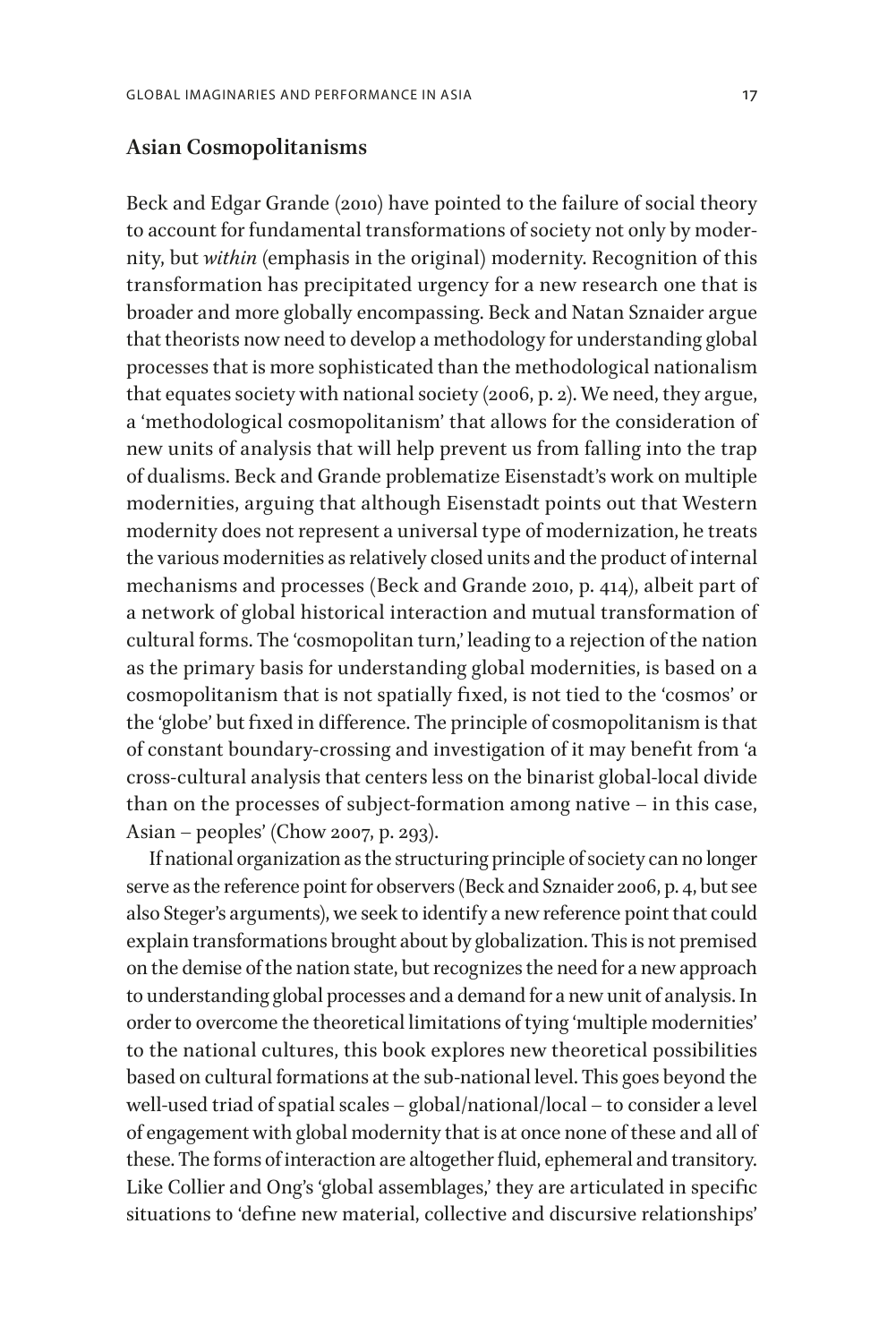## Asian Cosmopolitanisms

Beck and Edgar Grande (2010) have pointed to the failure of social theory to account for fundamental transformations of society not only by modernity, but *within* (emphasis in the original) modernity. Recognition of this transformation has precipitated urgency for a new research one that is broader and more globally encompassing. Beck and Natan Sznaider argue that theorists now need to develop a methodology for understanding global processes that is more sophisticated than the methodological nationalism that equates society with national society (2006, p. 2). We need, they argue, a 'methodological cosmopolitanism' that allows for the consideration of new units of analysis that will help prevent us from falling into the trap of dualisms. Beck and Grande problematize Eisenstadt's work on multiple modernities, arguing that although Eisenstadt points out that Western modernity does not represent a universal type of modernization, he treats the various modernities as relatively closed units and the product of internal mechanisms and processes (Beck and Grande 2010, p. 414), albeit part of a network of global historical interaction and mutual transformation of cultural forms. The 'cosmopolitan turn,' leading to a rejection of the nation as the primary basis for understanding global modernities, is based on a cosmopolitanism that is not spatially fixed, is not tied to the 'cosmos' or the 'globe' but fixed in difference. The principle of cosmopolitanism is that of constant boundary-crossing and investigation of it may benefit from 'a cross-cultural analysis that centers less on the binarist global-local divide than on the processes of subject-formation among native – in this case, Asian – peoples' (Chow 2007, p. 293).

If national organization as the structuring principle of society can no longer serve as the reference point for observers (Beck and Sznaider 2006, p. 4, but see also Steger's arguments), we seek to identify a new reference point that could explain transformations brought about by globalization. This is not premised on the demise of the nation state, but recognizes the need for a new approach to understanding global processes and a demand for a new unit of analysis. In order to overcome the theoretical limitations of tying 'multiple modernities' to the national cultures, this book explores new theoretical possibilities based on cultural formations at the sub-national level. This goes beyond the well-used triad of spatial scales – global/national/local – to consider a level of engagement with global modernity that is at once none of these and all of these. The forms of interaction are altogether fluid, ephemeral and transitory. Like Collier and Ong's 'global assemblages,' they are articulated in specific situations to 'define new material, collective and discursive relationships'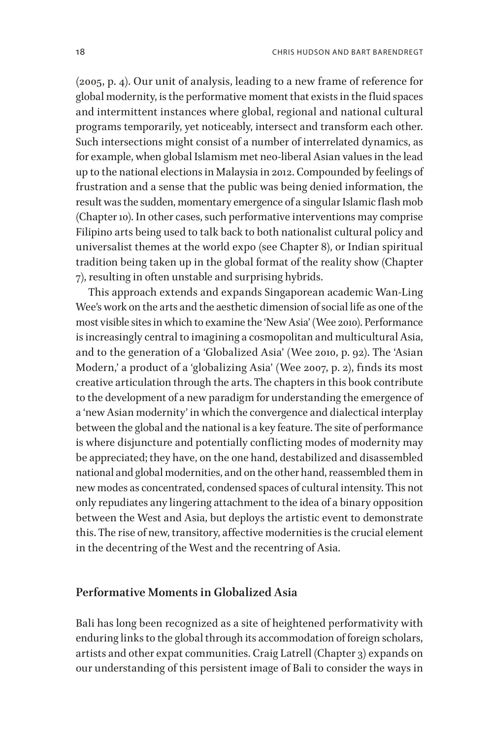(2005, p. 4). Our unit of analysis, leading to a new frame of reference for global modernity, is the performative moment that exists in the fluid spaces and intermittent instances where global, regional and national cultural programs temporarily, yet noticeably, intersect and transform each other. Such intersections might consist of a number of interrelated dynamics, as for example, when global Islamism met neo-liberal Asian values in the lead up to the national elections in Malaysia in 2012. Compounded by feelings of frustration and a sense that the public was being denied information, the result was the sudden, momentary emergence of a singular Islamic flash mob (Chapter 10). In other cases, such performative interventions may comprise Filipino arts being used to talk back to both nationalist cultural policy and universalist themes at the world expo (see Chapter 8), or Indian spiritual tradition being taken up in the global format of the reality show (Chapter 7), resulting in often unstable and surprising hybrids.

This approach extends and expands Singaporean academic Wan-Ling Wee's work on the arts and the aesthetic dimension of social life as one of the most visible sites in which to examine the 'New Asia' (Wee 2010). Performance is increasingly central to imagining a cosmopolitan and multicultural Asia, and to the generation of a 'Globalized Asia' (Wee 2010, p. 92). The 'Asian Modern,' a product of a 'globalizing Asia' (Wee 2007, p. 2), finds its most creative articulation through the arts. The chapters in this book contribute to the development of a new paradigm for understanding the emergence of a 'new Asian modernity' in which the convergence and dialectical interplay between the global and the national is a key feature. The site of performance is where disjuncture and potentially conflicting modes of modernity may be appreciated; they have, on the one hand, destabilized and disassembled national and global modernities, and on the other hand, reassembled them in new modes as concentrated, condensed spaces of cultural intensity. This not only repudiates any lingering attachment to the idea of a binary opposition between the West and Asia, but deploys the artistic event to demonstrate this. The rise of new, transitory, affective modernities is the crucial element in the decentring of the West and the recentring of Asia.

## Performative Moments in Globalized Asia

Bali has long been recognized as a site of heightened performativity with enduring links to the global through its accommodation of foreign scholars, artists and other expat communities. Craig Latrell (Chapter 3) expands on our understanding of this persistent image of Bali to consider the ways in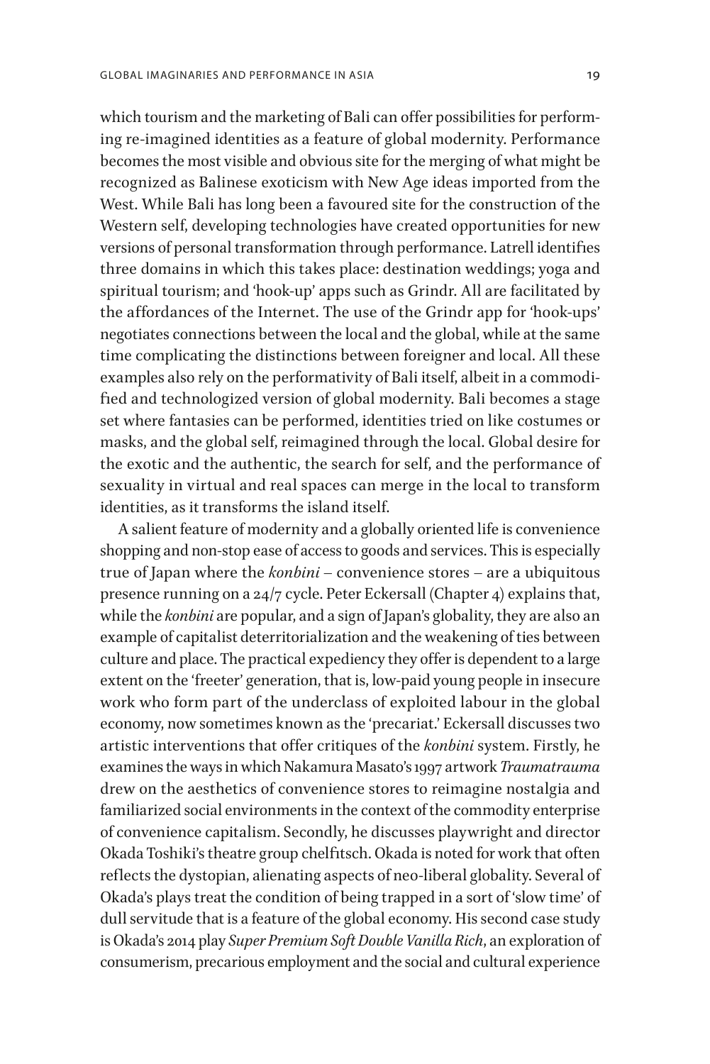which tourism and the marketing of Bali can offer possibilities for performing re-imagined identities as a feature of global modernity. Performance becomes the most visible and obvious site for the merging of what might be recognized as Balinese exoticism with New Age ideas imported from the West. While Bali has long been a favoured site for the construction of the Western self, developing technologies have created opportunities for new versions of personal transformation through performance. Latrell identifies three domains in which this takes place: destination weddings; yoga and spiritual tourism; and 'hook-up' apps such as Grindr. All are facilitated by the affordances of the Internet. The use of the Grindr app for 'hook-ups' negotiates connections between the local and the global, while at the same time complicating the distinctions between foreigner and local. All these examples also rely on the performativity of Bali itself, albeit in a commodified and technologized version of global modernity. Bali becomes a stage set where fantasies can be performed, identities tried on like costumes or masks, and the global self, reimagined through the local. Global desire for the exotic and the authentic, the search for self, and the performance of sexuality in virtual and real spaces can merge in the local to transform identities, as it transforms the island itself.

A salient feature of modernity and a globally oriented life is convenience shopping and non-stop ease of access to goods and services. This is especially true of Japan where the *konbini* – convenience stores – are a ubiquitous presence running on a 24/7 cycle. Peter Eckersall (Chapter 4) explains that, while the *konbini* are popular, and a sign of Japan's globality, they are also an example of capitalist deterritorialization and the weakening of ties between culture and place. The practical expediency they offer is dependent to a large extent on the 'freeter' generation, that is, low-paid young people in insecure work who form part of the underclass of exploited labour in the global economy, now sometimes known as the 'precariat.' Eckersall discusses two artistic interventions that offer critiques of the *konbini* system. Firstly, he examines the ways in which Nakamura Masato's 1997 artwork *Traumatrauma* drew on the aesthetics of convenience stores to reimagine nostalgia and familiarized social environments in the context of the commodity enterprise of convenience capitalism. Secondly, he discusses playwright and director Okada Toshiki's theatre group chelfitsch. Okada is noted for work that often reflects the dystopian, alienating aspects of neo-liberal globality. Several of Okada's plays treat the condition of being trapped in a sort of 'slow time' of dull servitude that is a feature of the global economy. His second case study is Okada's 2014 play *Super Premium Soft Double Vanilla Rich*, an exploration of consumerism, precarious employment and the social and cultural experience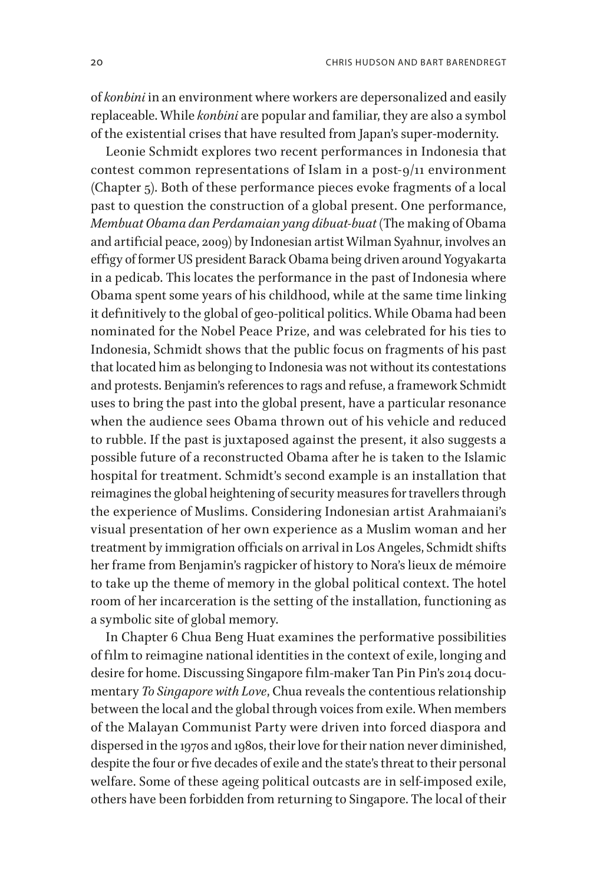of *konbini* in an environment where workers are depersonalized and easily replaceable. While *konbini* are popular and familiar, they are also a symbol of the existential crises that have resulted from Japan's super-modernity.

Leonie Schmidt explores two recent performances in Indonesia that contest common representations of Islam in a post-9/11 environment (Chapter 5). Both of these performance pieces evoke fragments of a local past to question the construction of a global present. One performance, *Membuat Obama dan Perdamaian yang dibuat-buat* (The making of Obama and artificial peace, 2009) by Indonesian artist Wilman Syahnur, involves an effigy of former US president Barack Obama being driven around Yogyakarta in a pedicab. This locates the performance in the past of Indonesia where Obama spent some years of his childhood, while at the same time linking it definitively to the global of geo-political politics. While Obama had been nominated for the Nobel Peace Prize, and was celebrated for his ties to Indonesia, Schmidt shows that the public focus on fragments of his past that located him as belonging to Indonesia was not without its contestations and protests. Benjamin's references to rags and refuse, a framework Schmidt uses to bring the past into the global present, have a particular resonance when the audience sees Obama thrown out of his vehicle and reduced to rubble. If the past is juxtaposed against the present, it also suggests a possible future of a reconstructed Obama after he is taken to the Islamic hospital for treatment. Schmidt's second example is an installation that reimagines the global heightening of security measures for travellers through the experience of Muslims. Considering Indonesian artist Arahmaiani's visual presentation of her own experience as a Muslim woman and her treatment by immigration officials on arrival in Los Angeles, Schmidt shifts her frame from Benjamin's ragpicker of history to Nora's lieux de mémoire to take up the theme of memory in the global political context. The hotel room of her incarceration is the setting of the installation, functioning as a symbolic site of global memory.

In Chapter 6 Chua Beng Huat examines the performative possibilities of film to reimagine national identities in the context of exile, longing and desire for home. Discussing Singapore film-maker Tan Pin Pin's 2014 documentary *To Singapore with Love*, Chua reveals the contentious relationship between the local and the global through voices from exile. When members of the Malayan Communist Party were driven into forced diaspora and dispersed in the 1970s and 1980s, their love for their nation never diminished, despite the four or five decades of exile and the state's threat to their personal welfare. Some of these ageing political outcasts are in self-imposed exile, others have been forbidden from returning to Singapore. The local of their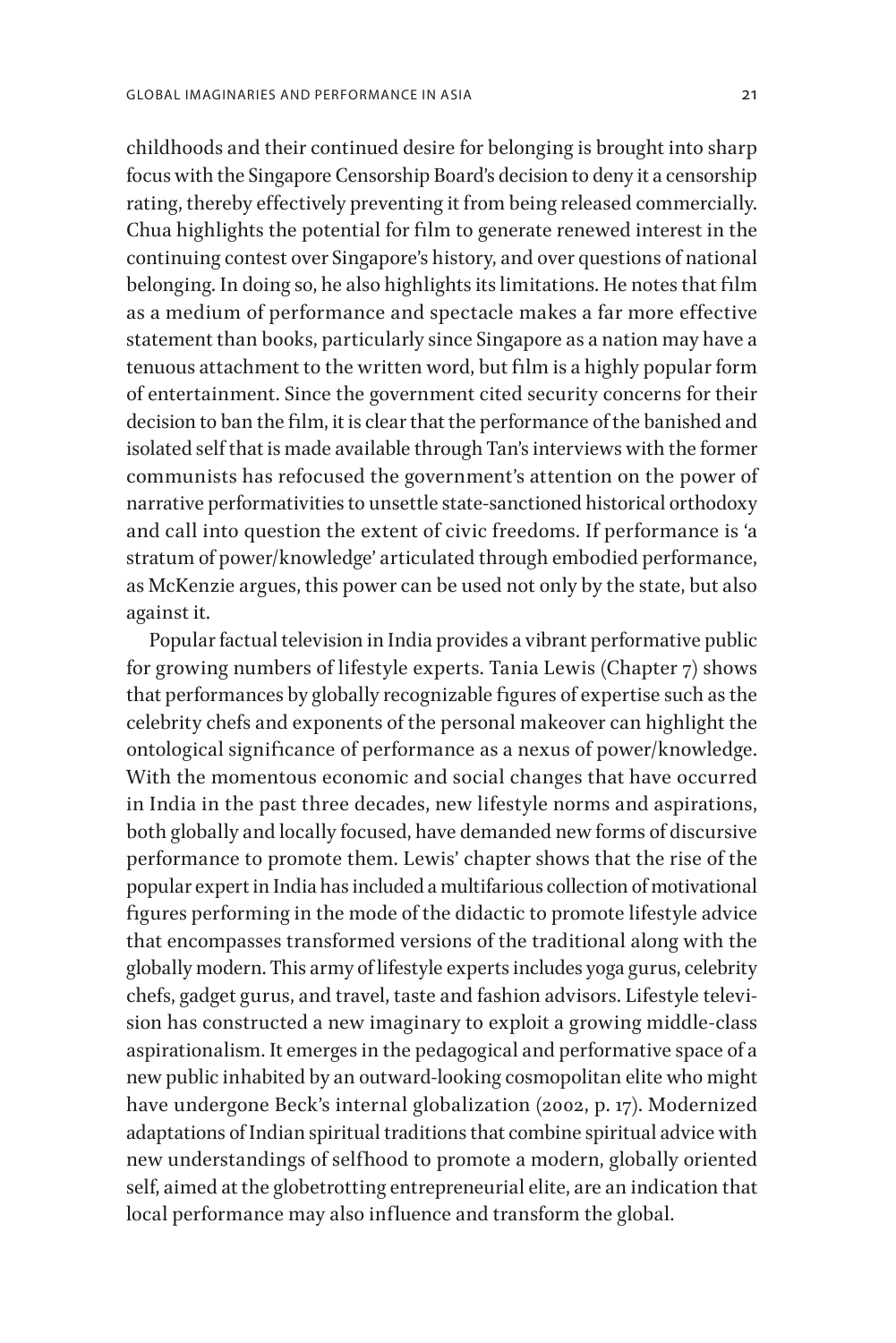childhoods and their continued desire for belonging is brought into sharp focus with the Singapore Censorship Board's decision to deny it a censorship rating, thereby effectively preventing it from being released commercially. Chua highlights the potential for film to generate renewed interest in the continuing contest over Singapore's history, and over questions of national belonging. In doing so, he also highlights its limitations. He notes that film as a medium of performance and spectacle makes a far more effective statement than books, particularly since Singapore as a nation may have a tenuous attachment to the written word, but film is a highly popular form of entertainment. Since the government cited security concerns for their decision to ban the film, it is clear that the performance of the banished and isolated self that is made available through Tan's interviews with the former communists has refocused the government's attention on the power of narrative performativities to unsettle state-sanctioned historical orthodoxy and call into question the extent of civic freedoms. If performance is 'a stratum of power/knowledge' articulated through embodied performance, as McKenzie argues, this power can be used not only by the state, but also against it.

Popular factual television in India provides a vibrant performative public for growing numbers of lifestyle experts. Tania Lewis (Chapter 7) shows that performances by globally recognizable figures of expertise such as the celebrity chefs and exponents of the personal makeover can highlight the ontological significance of performance as a nexus of power/knowledge. With the momentous economic and social changes that have occurred in India in the past three decades, new lifestyle norms and aspirations, both globally and locally focused, have demanded new forms of discursive performance to promote them. Lewis' chapter shows that the rise of the popular expert in India has included a multifarious collection of motivational figures performing in the mode of the didactic to promote lifestyle advice that encompasses transformed versions of the traditional along with the globally modern. This army of lifestyle experts includes yoga gurus, celebrity chefs, gadget gurus, and travel, taste and fashion advisors. Lifestyle television has constructed a new imaginary to exploit a growing middle-class aspirationalism. It emerges in the pedagogical and performative space of a new public inhabited by an outward-looking cosmopolitan elite who might have undergone Beck's internal globalization (2002, p. 17). Modernized adaptations of Indian spiritual traditions that combine spiritual advice with new understandings of selfhood to promote a modern, globally oriented self, aimed at the globetrotting entrepreneurial elite, are an indication that local performance may also influence and transform the global.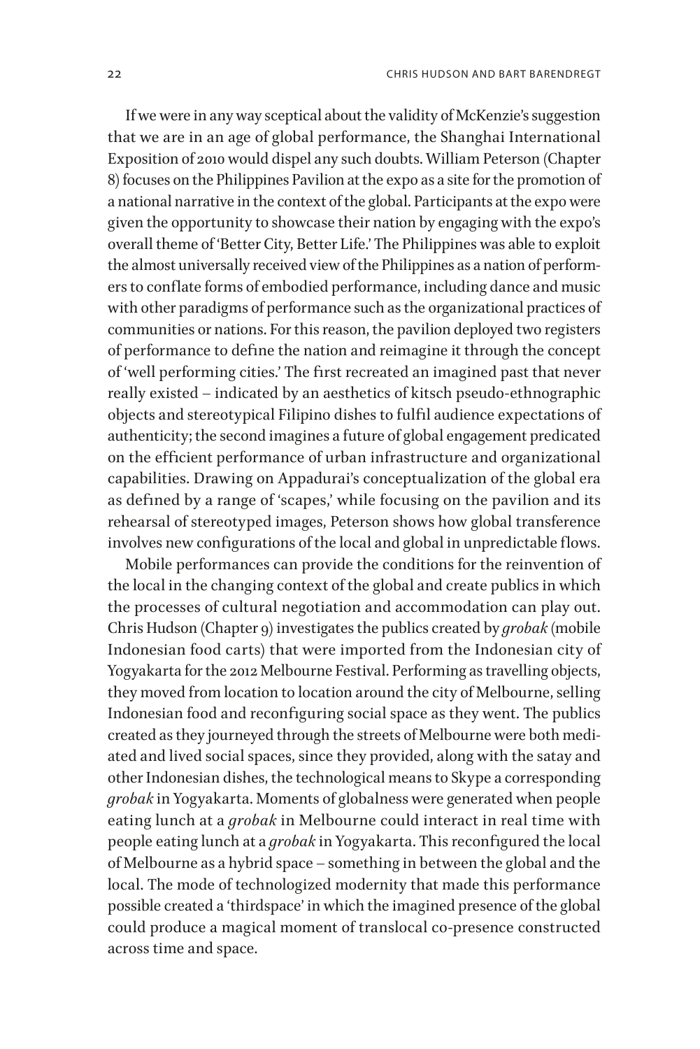If we were in any way sceptical about the validity of McKenzie's suggestion that we are in an age of global performance, the Shanghai International Exposition of 2010 would dispel any such doubts. William Peterson (Chapter 8) focuses on the Philippines Pavilion at the expo as a site for the promotion of a national narrative in the context of the global. Participants at the expo were given the opportunity to showcase their nation by engaging with the expo's overall theme of 'Better City, Better Life.' The Philippines was able to exploit the almost universally received view of the Philippines as a nation of performers to conflate forms of embodied performance, including dance and music with other paradigms of performance such as the organizational practices of communities or nations. For this reason, the pavilion deployed two registers of performance to define the nation and reimagine it through the concept of 'well performing cities.' The first recreated an imagined past that never really existed – indicated by an aesthetics of kitsch pseudo-ethnographic objects and stereotypical Filipino dishes to fulfil audience expectations of authenticity; the second imagines a future of global engagement predicated on the efficient performance of urban infrastructure and organizational capabilities. Drawing on Appadurai's conceptualization of the global era as defined by a range of 'scapes,' while focusing on the pavilion and its rehearsal of stereotyped images, Peterson shows how global transference involves new configurations of the local and global in unpredictable flows.

Mobile performances can provide the conditions for the reinvention of the local in the changing context of the global and create publics in which the processes of cultural negotiation and accommodation can play out. Chris Hudson (Chapter 9) investigates the publics created by *grobak* (mobile Indonesian food carts) that were imported from the Indonesian city of Yogyakarta for the 2012 Melbourne Festival. Performing as travelling objects, they moved from location to location around the city of Melbourne, selling Indonesian food and reconfiguring social space as they went. The publics created as they journeyed through the streets of Melbourne were both mediated and lived social spaces, since they provided, along with the satay and other Indonesian dishes, the technological means to Skype a corresponding *grobak* in Yogyakarta. Moments of globalness were generated when people eating lunch at a *grobak* in Melbourne could interact in real time with people eating lunch at a *grobak* in Yogyakarta. This reconfigured the local of Melbourne as a hybrid space – something in between the global and the local. The mode of technologized modernity that made this performance possible created a 'thirdspace' in which the imagined presence of the global could produce a magical moment of translocal co-presence constructed across time and space.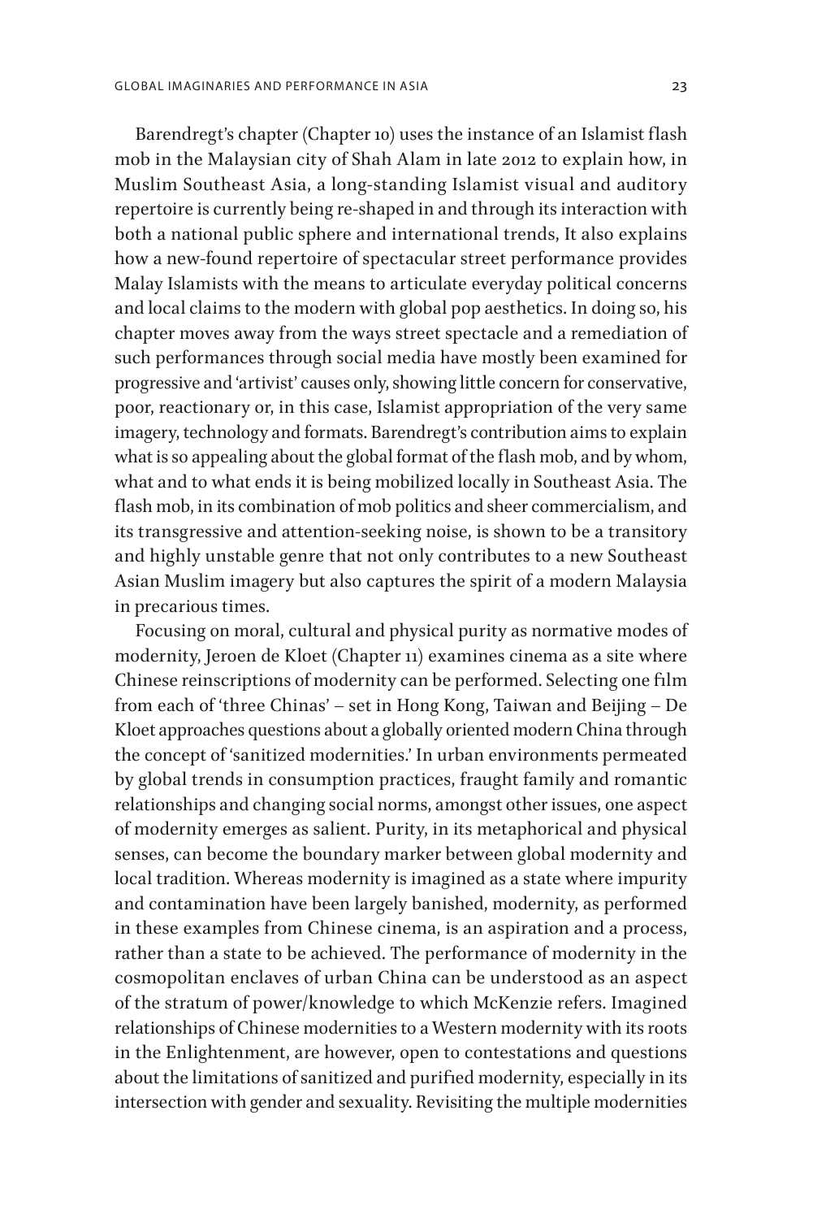Barendregt's chapter (Chapter 10) uses the instance of an Islamist flash mob in the Malaysian city of Shah Alam in late 2012 to explain how, in Muslim Southeast Asia, a long-standing Islamist visual and auditory repertoire is currently being re-shaped in and through its interaction with both a national public sphere and international trends, It also explains how a new-found repertoire of spectacular street performance provides Malay Islamists with the means to articulate everyday political concerns and local claims to the modern with global pop aesthetics. In doing so, his chapter moves away from the ways street spectacle and a remediation of such performances through social media have mostly been examined for progressive and 'artivist' causes only, showing little concern for conservative, poor, reactionary or, in this case, Islamist appropriation of the very same imagery, technology and formats. Barendregt's contribution aims to explain what is so appealing about the global format of the flash mob, and by whom, what and to what ends it is being mobilized locally in Southeast Asia. The flash mob, in its combination of mob politics and sheer commercialism, and its transgressive and attention-seeking noise, is shown to be a transitory and highly unstable genre that not only contributes to a new Southeast Asian Muslim imagery but also captures the spirit of a modern Malaysia in precarious times.

Focusing on moral, cultural and physical purity as normative modes of modernity, Jeroen de Kloet (Chapter 11) examines cinema as a site where Chinese reinscriptions of modernity can be performed. Selecting one film from each of 'three Chinas' – set in Hong Kong, Taiwan and Beijing – De Kloet approaches questions about a globally oriented modern China through the concept of 'sanitized modernities.' In urban environments permeated by global trends in consumption practices, fraught family and romantic relationships and changing social norms, amongst other issues, one aspect of modernity emerges as salient. Purity, in its metaphorical and physical senses, can become the boundary marker between global modernity and local tradition. Whereas modernity is imagined as a state where impurity and contamination have been largely banished, modernity, as performed in these examples from Chinese cinema, is an aspiration and a process, rather than a state to be achieved. The performance of modernity in the cosmopolitan enclaves of urban China can be understood as an aspect of the stratum of power/knowledge to which McKenzie refers. Imagined relationships of Chinese modernities to a Western modernity with its roots in the Enlightenment, are however, open to contestations and questions about the limitations of sanitized and purified modernity, especially in its intersection with gender and sexuality. Revisiting the multiple modernities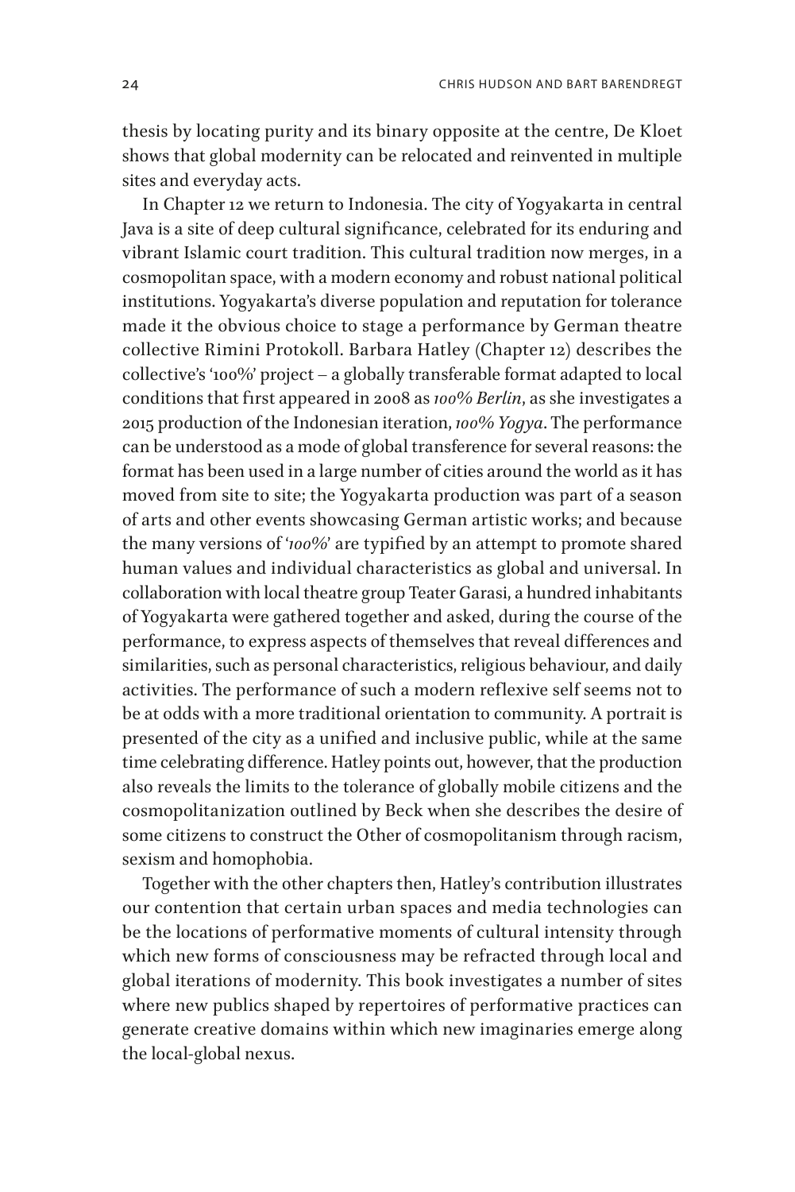thesis by locating purity and its binary opposite at the centre, De Kloet shows that global modernity can be relocated and reinvented in multiple sites and everyday acts.

In Chapter 12 we return to Indonesia. The city of Yogyakarta in central Java is a site of deep cultural significance, celebrated for its enduring and vibrant Islamic court tradition. This cultural tradition now merges, in a cosmopolitan space, with a modern economy and robust national political institutions. Yogyakarta's diverse population and reputation for tolerance made it the obvious choice to stage a performance by German theatre collective Rimini Protokoll. Barbara Hatley (Chapter 12) describes the collective's '100%' project – a globally transferable format adapted to local conditions that first appeared in 2008 as *100% Berlin*, as she investigates a 2015 production of the Indonesian iteration, *100% Yogya*. The performance can be understood as a mode of global transference for several reasons: the format has been used in a large number of cities around the world as it has moved from site to site; the Yogyakarta production was part of a season of arts and other events showcasing German artistic works; and because the many versions of '*100%*' are typified by an attempt to promote shared human values and individual characteristics as global and universal. In collaboration with local theatre group Teater Garasi, a hundred inhabitants of Yogyakarta were gathered together and asked, during the course of the performance, to express aspects of themselves that reveal differences and similarities, such as personal characteristics, religious behaviour, and daily activities. The performance of such a modern reflexive self seems not to be at odds with a more traditional orientation to community. A portrait is presented of the city as a unified and inclusive public, while at the same time celebrating difference. Hatley points out, however, that the production also reveals the limits to the tolerance of globally mobile citizens and the cosmopolitanization outlined by Beck when she describes the desire of some citizens to construct the Other of cosmopolitanism through racism, sexism and homophobia.

Together with the other chapters then, Hatley's contribution illustrates our contention that certain urban spaces and media technologies can be the locations of performative moments of cultural intensity through which new forms of consciousness may be refracted through local and global iterations of modernity. This book investigates a number of sites where new publics shaped by repertoires of performative practices can generate creative domains within which new imaginaries emerge along the local-global nexus.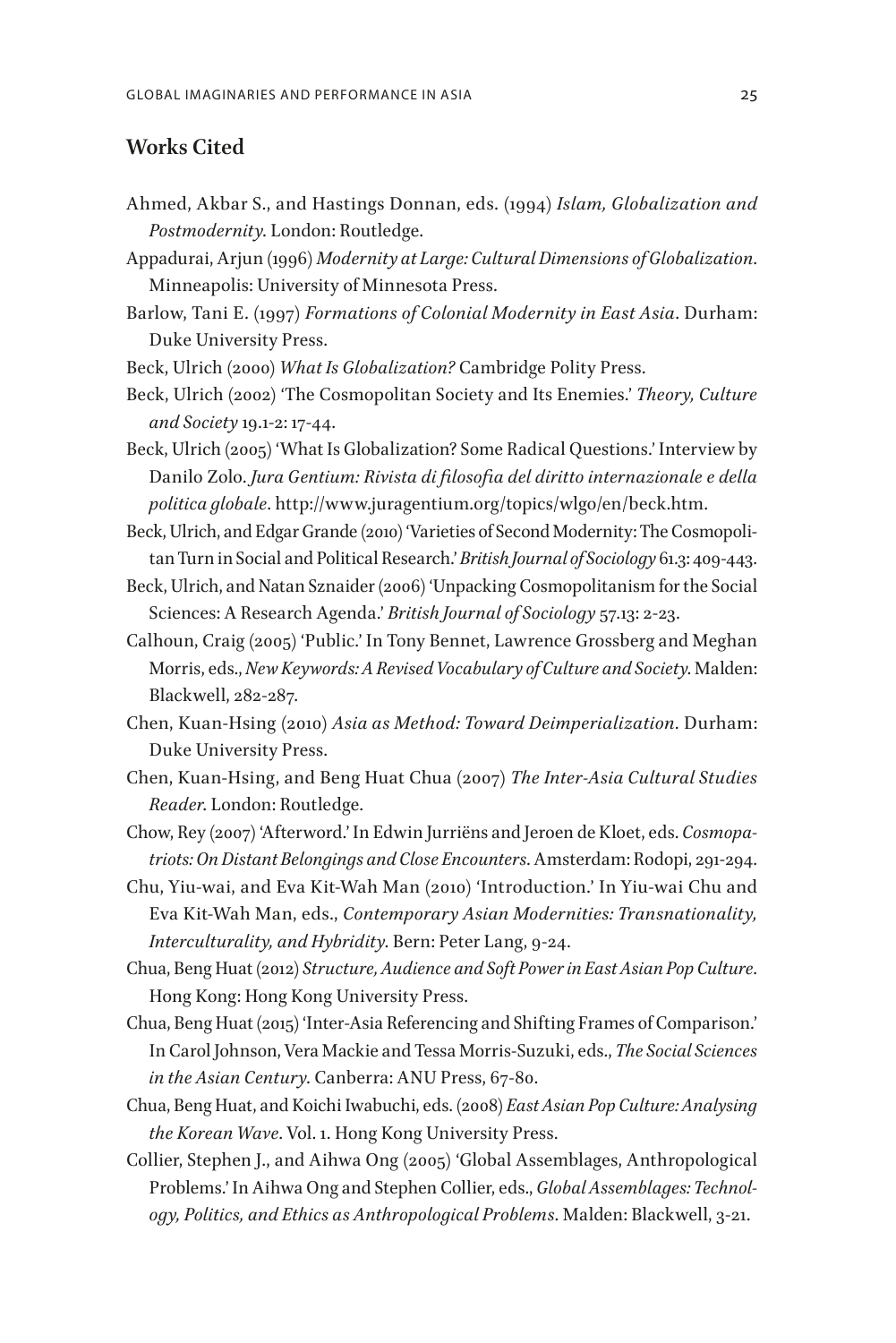## Works Cited

Ahmed, Akbar S., and Hastings Donnan, eds. (1994) *Islam, Globalization and Postmodernity*. London: Routledge.

Appadurai, Arjun (1996) *Modernity at Large: Cultural Dimensions of Globalization*. Minneapolis: University of Minnesota Press.

Barlow, Tani E. (1997) *Formations of Colonial Modernity in East Asia*. Durham: Duke University Press.

Beck, Ulrich (2000) *What Is Globalization?* Cambridge Polity Press.

Beck, Ulrich (2002) 'The Cosmopolitan Society and Its Enemies.' *Theory, Culture and Society* 19.1-2: 17-44.

Beck, Ulrich (2005) 'What Is Globalization? Some Radical Questions.' Interview by Danilo Zolo. *Jura Gentium: Rivista di filosofia del diritto internazionale e della politica globale*. http://www.juragentium.org/topics/wlgo/en/beck.htm.

Beck, Ulrich, and Edgar Grande (2010) 'Varieties of Second Modernity: The Cosmopolitan Turn in Social and Political Research.' *British Journal of Sociology* 61.3: 409-443.

Beck, Ulrich, and Natan Sznaider (2006) 'Unpacking Cosmopolitanism for the Social Sciences: A Research Agenda.' *British Journal of Sociology* 57.13: 2-23.

Calhoun, Craig (2005) 'Public.' In Tony Bennet, Lawrence Grossberg and Meghan Morris, eds., *New Keywords: A Revised Vocabulary of Culture and Society*. Malden: Blackwell, 282-287.

Chen, Kuan-Hsing (2010) *Asia as Method: Toward Deimperialization*. Durham: Duke University Press.

Chen, Kuan-Hsing, and Beng Huat Chua (2007) *The Inter-Asia Cultural Studies Reader*. London: Routledge.

Chow, Rey (2007) 'Afterword.' In Edwin Jurriëns and Jeroen de Kloet, eds. *Cosmopatriots: On Distant Belongings and Close Encounters*. Amsterdam: Rodopi, 291-294.

Chu, Yiu-wai, and Eva Kit-Wah Man (2010) 'Introduction.' In Yiu-wai Chu and Eva Kit-Wah Man, eds., *Contemporary Asian Modernities: Transnationality, Interculturality, and Hybridity*. Bern: Peter Lang, 9-24.

Chua, Beng Huat (2012) *Structure, Audience and Soft Power in East Asian Pop Culture*. Hong Kong: Hong Kong University Press.

Chua, Beng Huat (2015) 'Inter-Asia Referencing and Shifting Frames of Comparison.' In Carol Johnson, Vera Mackie and Tessa Morris-Suzuki, eds., *The Social Sciences in the Asian Century*. Canberra: ANU Press, 67-80.

Chua, Beng Huat, and Koichi Iwabuchi, eds. (2008) *East Asian Pop Culture: Analysing the Korean Wave*. Vol. 1. Hong Kong University Press.

Collier, Stephen J., and Aihwa Ong (2005) 'Global Assemblages, Anthropological Problems.' In Aihwa Ong and Stephen Collier, eds., *Global Assemblages: Technology, Politics, and Ethics as Anthropological Problems*. Malden: Blackwell, 3-21.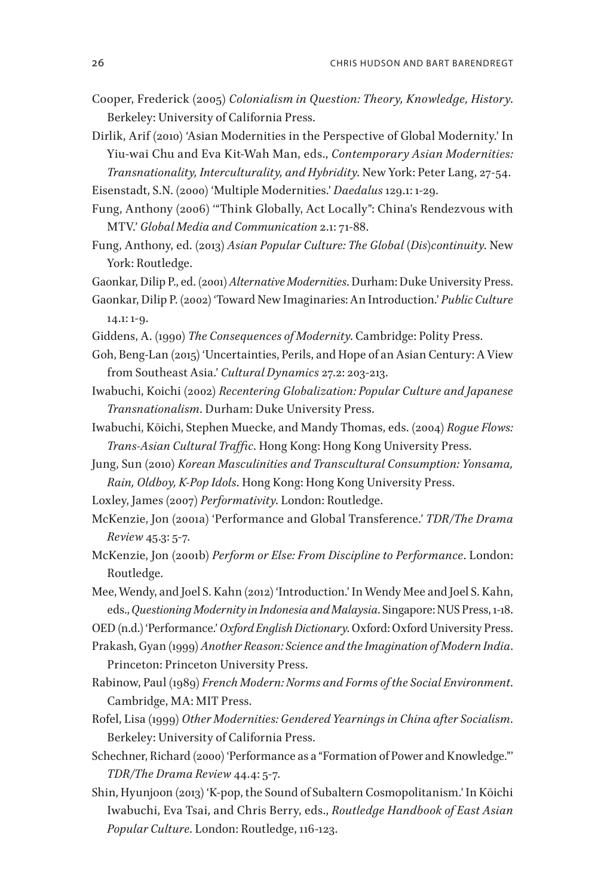Cooper, Frederick (2005) *Colonialism in Question: Theory, Knowledge, History*. Berkeley: University of California Press.

Dirlik, Arif (2010) 'Asian Modernities in the Perspective of Global Modernity.' In Yiu-wai Chu and Eva Kit-Wah Man, eds., *Contemporary Asian Modernities: Transnationality, Interculturality, and Hybridity*. New York: Peter Lang, 27-54.

Eisenstadt, S.N. (2000) 'Multiple Modernities.' *Daedalus* 129.1: 1-29.

Fung, Anthony (2006) '"Think Globally, Act Locally": China's Rendezvous with MTV.' *Global Media and Communication* 2.1: 71-88.

Fung, Anthony, ed. (2013) *Asian Popular Culture: The Global (Dis)continuity*. New York: Routledge.

Gaonkar, Dilip P., ed. (2001) *Alternative Modernities*. Durham: Duke University Press.

Gaonkar, Dilip P. (2002) 'Toward New Imaginaries: An Introduction.' *Public Culture* 14.1: 1-9.

Giddens, A. (1990) *The Consequences of Modernity*. Cambridge: Polity Press.

Goh, Beng-Lan (2015) 'Uncertainties, Perils, and Hope of an Asian Century: A View from Southeast Asia.' *Cultural Dynamics* 27.2: 203-213.

Iwabuchi, Koichi (2002) *Recentering Globalization: Popular Culture and Japanese Transnationalism*. Durham: Duke University Press.

Iwabuchi, Kōichi, Stephen Muecke, and Mandy Thomas, eds. (2004) *Rogue Flows: Trans-Asian Cultural Traffic*. Hong Kong: Hong Kong University Press.

Jung, Sun (2010) *Korean Masculinities and Transcultural Consumption: Yonsama, Rain, Oldboy, K-Pop Idols*. Hong Kong: Hong Kong University Press.

Loxley, James (2007) *Performativity*. London: Routledge.

McKenzie, Jon (2001a) 'Performance and Global Transference.' *TDR/The Drama Review* 45.3: 5-7.

McKenzie, Jon (2001b) *Perform or Else: From Discipline to Performance*. London: Routledge.

Mee, Wendy, and Joel S. Kahn (2012) 'Introduction.' In Wendy Mee and Joel S. Kahn, eds., *Questioning Modernity in Indonesia and Malaysia*. Singapore: NUS Press, 1-18.

OED (n.d.) 'Performance.' *Oxford English Dictionary*. Oxford: Oxford University Press.

Prakash, Gyan (1999) *Another Reason: Science and the Imagination of Modern India*. Princeton: Princeton University Press.

Rabinow, Paul (1989) *French Modern: Norms and Forms of the Social Environment*. Cambridge, MA: MIT Press.

Rofel, Lisa (1999) *Other Modernities: Gendered Yearnings in China after Socialism*. Berkeley: University of California Press.

Schechner, Richard (2000) 'Performance as a "Formation of Power and Knowledge."' *TDR/The Drama Review* 44.4: 5-7.

Shin, Hyunjoon (2013) 'K-pop, the Sound of Subaltern Cosmopolitanism.' In Kōichi Iwabuchi, Eva Tsai, and Chris Berry, eds., *Routledge Handbook of East Asian Popular Culture*. London: Routledge, 116-123.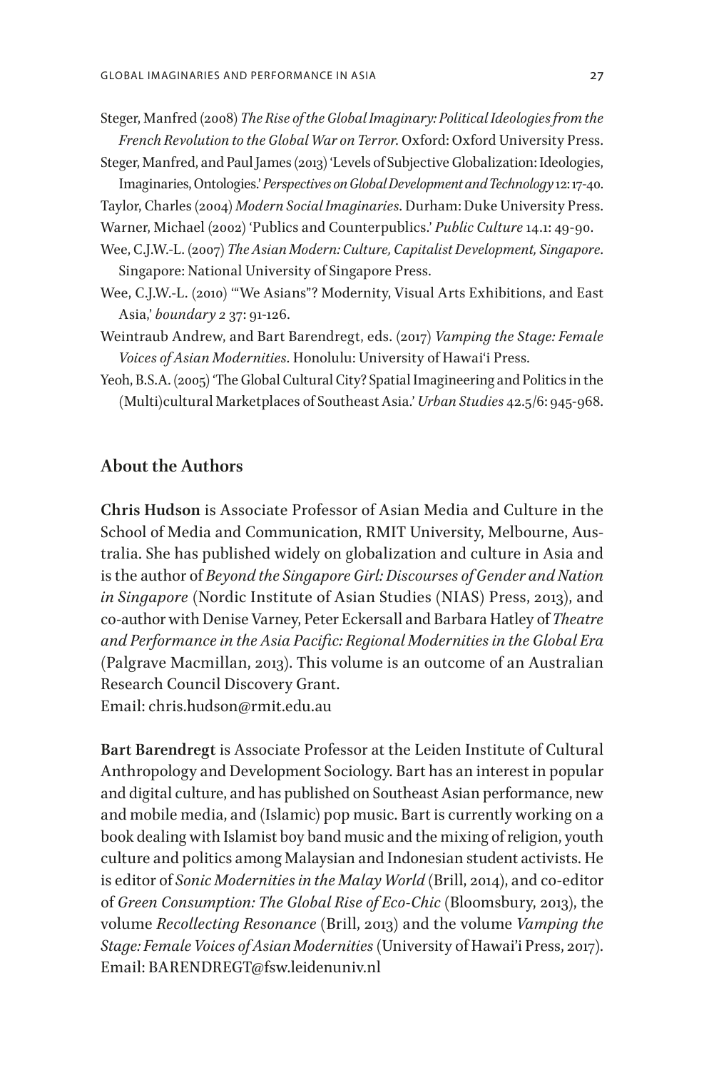Steger, Manfred (2008) *The Rise of the Global Imaginary: Political Ideologies from the French Revolution to the Global War on Terror*. Oxford: Oxford University Press.

Steger, Manfred, and Paul James (2013) 'Levels of Subjective Globalization: Ideologies, Imaginaries, Ontologies.' *Perspectives on Global Development and Technology* 12: 17-40.

Taylor, Charles (2004) *Modern Social Imaginaries*. Durham: Duke University Press.

Warner, Michael (2002) 'Publics and Counterpublics.' *Public Culture* 14.1: 49-90.

Wee, C.J.W.-L. (2007) *The Asian Modern: Culture, Capitalist Development, Singapore*. Singapore: National University of Singapore Press.

Wee, C.J.W.-L. (2010) '"We Asians"? Modernity, Visual Arts Exhibitions, and East Asia,' *boundary 2* 37: 91-126.

Weintraub Andrew, and Bart Barendregt, eds. (2017) *Vamping the Stage: Female Voices of Asian Modernities*. Honolulu: University of Hawai'i Press.

Yeoh, B.S.A. (2005) 'The Global Cultural City? Spatial Imagineering and Politics in the (Multi)cultural Marketplaces of Southeast Asia.' *Urban Studies* 42.5/6: 945-968.

## About the Authors

**Chris Hudson** is Associate Professor of Asian Media and Culture in the School of Media and Communication, RMIT University, Melbourne, Australia. She has published widely on globalization and culture in Asia and is the author of *Beyond the Singapore Girl: Discourses of Gender and Nation in Singapore* (Nordic Institute of Asian Studies (NIAS) Press, 2013), and co-author with Denise Varney, Peter Eckersall and Barbara Hatley of *Theatre and Performance in the Asia Pacific: Regional Modernities in the Global Era* (Palgrave Macmillan, 2013). This volume is an outcome of an Australian Research Council Discovery Grant.
Email: chris.hudson@rmit.edu.au

**Bart Barendregt** is Associate Professor at the Leiden Institute of Cultural Anthropology and Development Sociology. Bart has an interest in popular and digital culture, and has published on Southeast Asian performance, new and mobile media, and (Islamic) pop music. Bart is currently working on a book dealing with Islamist boy band music and the mixing of religion, youth culture and politics among Malaysian and Indonesian student activists. He is editor of *Sonic Modernities in the Malay World* (Brill, 2014), and co-editor of *Green Consumption: The Global Rise of Eco-Chic* (Bloomsbury, 2013), the volume *Recollecting Resonance* (Brill, 2013) and the volume *Vamping the Stage: Female Voices of Asian Modernities* (University of Hawai'i Press, 2017).
Email: BARENDREGT@fsw.leidenuniv.nl